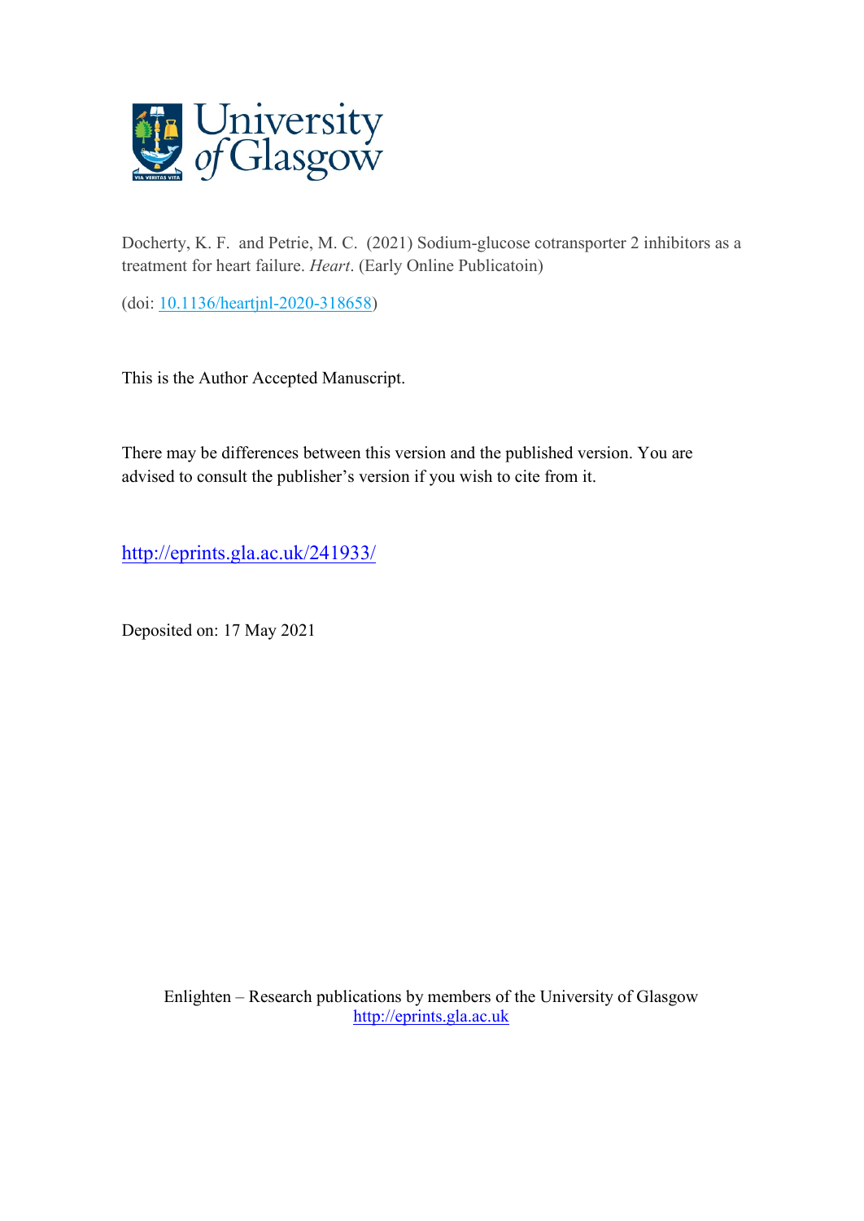University of Glasgow

Docherty, K. F. and Petrie, M. C. (2021) Sodium-glucose cotransporter 2 inhibitors as a treatment for heart failure. *Heart*. (Early Online Publicatoin)

(doi: [10.1136/heartjnl-2020-318658](https://doi.org/10.1136/heartjnl-2020-318658))

This is the Author Accepted Manuscript.

There may be differences between this version and the published version. You are advised to consult the publisher's version if you wish to cite from it.

http://eprints.gla.ac.uk/241933/

Deposited on: 17 May 2021

Enlighten – Research publications by members of the University of Glasgow
http://eprints.gla.ac.uk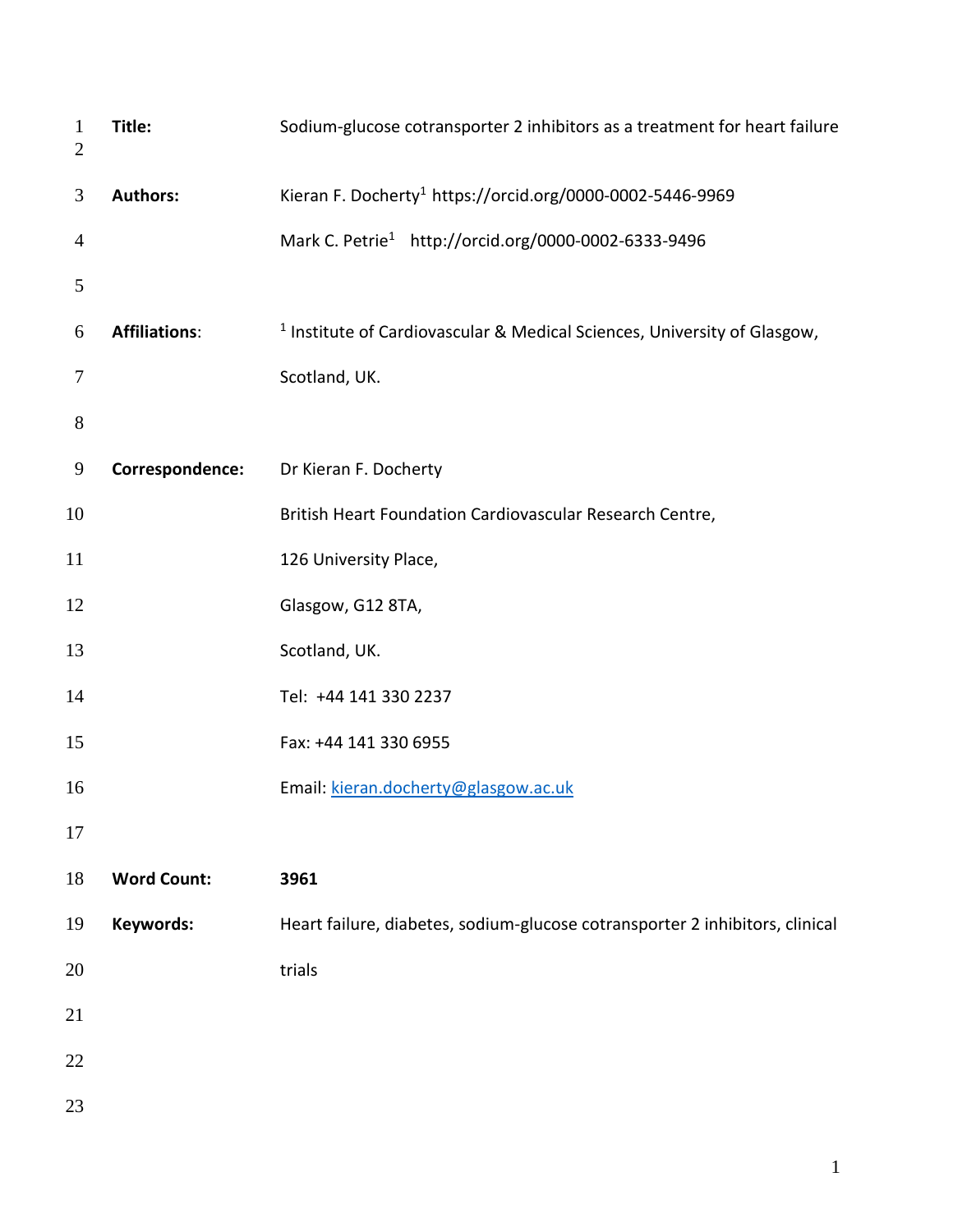**Title:** Sodium-glucose cotransporter 2 inhibitors as a treatment for heart failure

**Authors:** Kieran F. Docherty[1] https://orcid.org/0000-0002-5446-9969

Mark C. Petrie[1] http://orcid.org/0000-0002-6333-9496

**Affiliations:** [1] Institute of Cardiovascular & Medical Sciences, University of Glasgow, Scotland, UK.

**Correspondence:** Dr Kieran F. Docherty

British Heart Foundation Cardiovascular Research Centre,

126 University Place,

Glasgow, G12 8TA,

Scotland, UK.

Tel: +44 141 330 2237

Fax: +44 141 330 6955

Email: kieran.docherty@glasgow.ac.uk

**Word Count:** **3961**

**Keywords:** Heart failure, diabetes, sodium-glucose cotransporter 2 inhibitors, clinical trials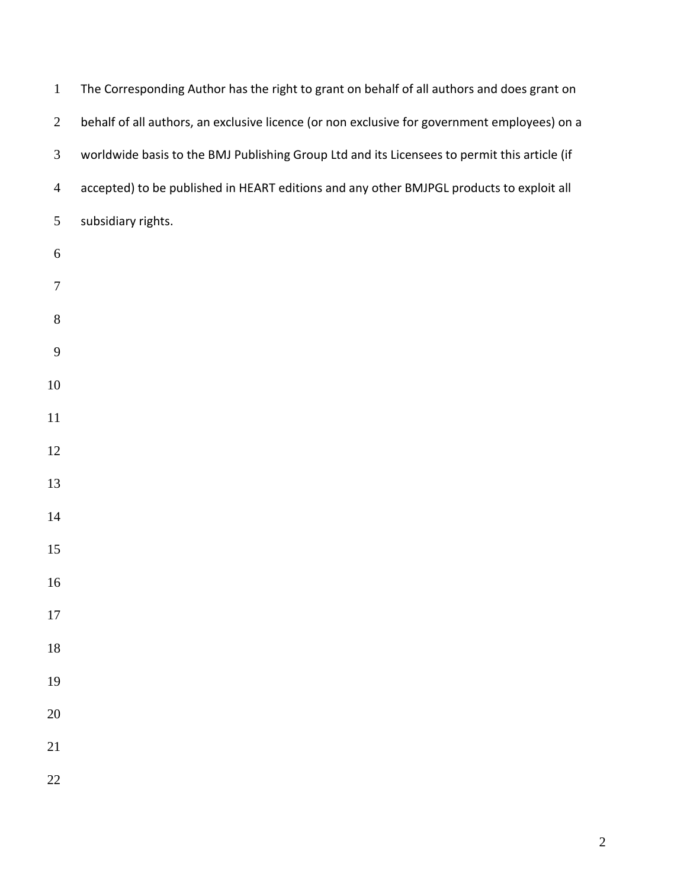The Corresponding Author has the right to grant on behalf of all authors and does grant on behalf of all authors, an exclusive licence (or non exclusive for government employees) on a worldwide basis to the BMJ Publishing Group Ltd and its Licensees to permit this article (if accepted) to be published in HEART editions and any other BMJPGL products to exploit all subsidiary rights.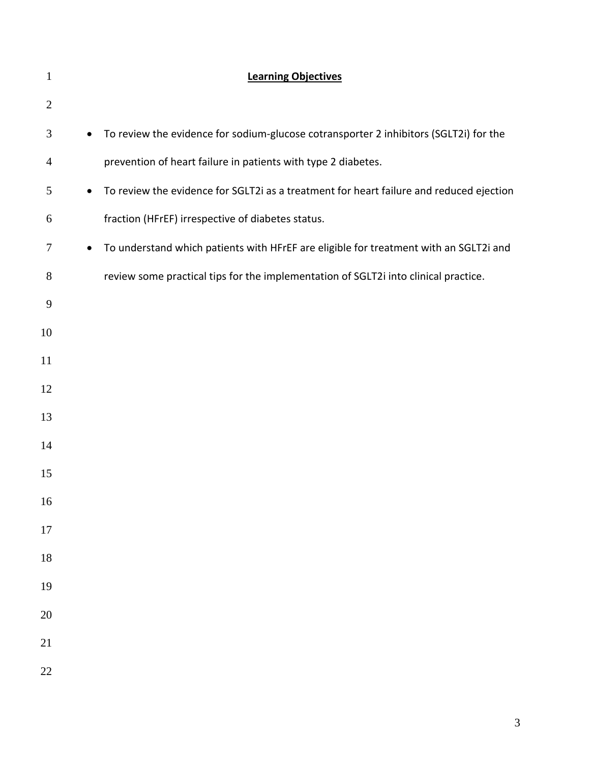## Learning Objectives

- To review the evidence for sodium-glucose cotransporter 2 inhibitors (SGLT2i) for the prevention of heart failure in patients with type 2 diabetes.
- To review the evidence for SGLT2i as a treatment for heart failure and reduced ejection fraction (HFrEF) irrespective of diabetes status.
- To understand which patients with HFrEF are eligible for treatment with an SGLT2i and review some practical tips for the implementation of SGLT2i into clinical practice.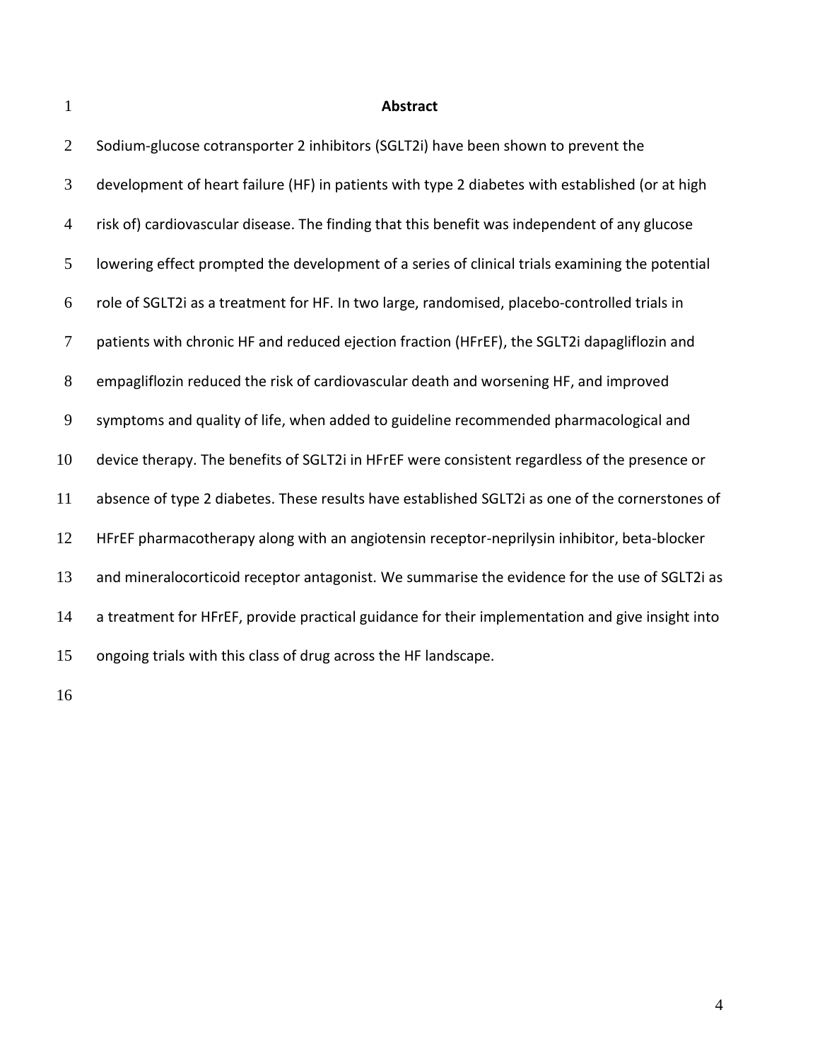# Abstract

Sodium-glucose cotransporter 2 inhibitors (SGLT2i) have been shown to prevent the development of heart failure (HF) in patients with type 2 diabetes with established (or at high risk of) cardiovascular disease. The finding that this benefit was independent of any glucose lowering effect prompted the development of a series of clinical trials examining the potential role of SGLT2i as a treatment for HF. In two large, randomised, placebo-controlled trials in patients with chronic HF and reduced ejection fraction (HFrEF), the SGLT2i dapagliflozin and empagliflozin reduced the risk of cardiovascular death and worsening HF, and improved symptoms and quality of life, when added to guideline recommended pharmacological and device therapy. The benefits of SGLT2i in HFrEF were consistent regardless of the presence or absence of type 2 diabetes. These results have established SGLT2i as one of the cornerstones of HFrEF pharmacotherapy along with an angiotensin receptor-neprilysin inhibitor, beta-blocker and mineralocorticoid receptor antagonist. We summarise the evidence for the use of SGLT2i as a treatment for HFrEF, provide practical guidance for their implementation and give insight into ongoing trials with this class of drug across the HF landscape.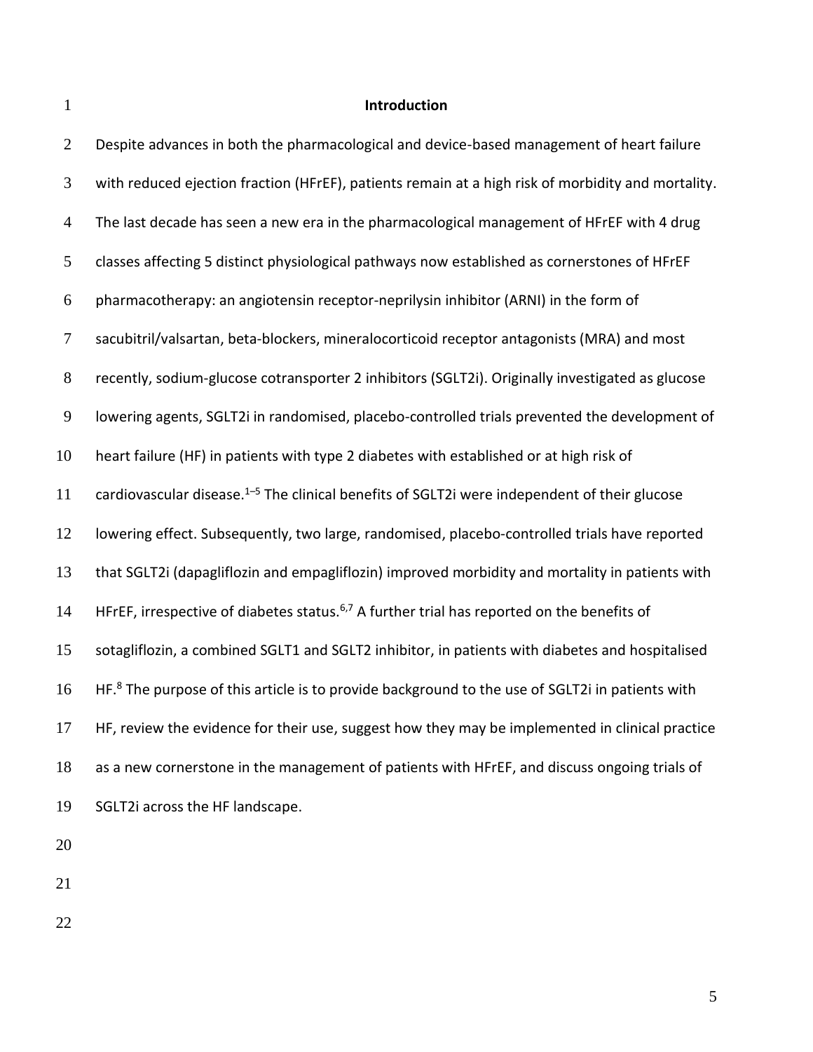## Introduction

Despite advances in both the pharmacological and device-based management of heart failure with reduced ejection fraction (HFrEF), patients remain at a high risk of morbidity and mortality. The last decade has seen a new era in the pharmacological management of HFrEF with 4 drug classes affecting 5 distinct physiological pathways now established as cornerstones of HFrEF pharmacotherapy: an angiotensin receptor-neprilysin inhibitor (ARNI) in the form of sacubitril/valsartan, beta-blockers, mineralocorticoid receptor antagonists (MRA) and most recently, sodium-glucose cotransporter 2 inhibitors (SGLT2i). Originally investigated as glucose lowering agents, SGLT2i in randomised, placebo-controlled trials prevented the development of heart failure (HF) in patients with type 2 diabetes with established or at high risk of cardiovascular disease.[1–5] The clinical benefits of SGLT2i were independent of their glucose lowering effect. Subsequently, two large, randomised, placebo-controlled trials have reported that SGLT2i (dapagliflozin and empagliflozin) improved morbidity and mortality in patients with HFrEF, irrespective of diabetes status.[6,7] A further trial has reported on the benefits of sotagliflozin, a combined SGLT1 and SGLT2 inhibitor, in patients with diabetes and hospitalised HF.[8] The purpose of this article is to provide background to the use of SGLT2i in patients with HF, review the evidence for their use, suggest how they may be implemented in clinical practice as a new cornerstone in the management of patients with HFrEF, and discuss ongoing trials of SGLT2i across the HF landscape.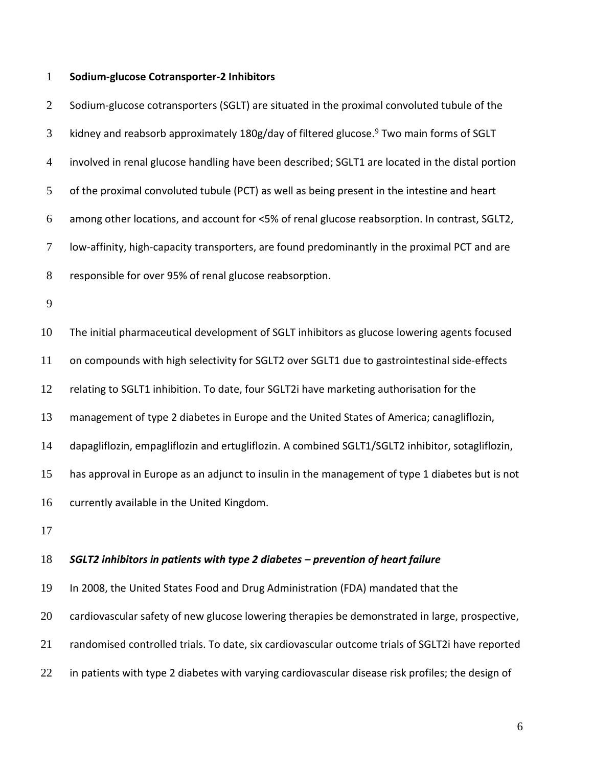## Sodium-glucose Cotransporter-2 Inhibitors

Sodium-glucose cotransporters (SGLT) are situated in the proximal convoluted tubule of the kidney and reabsorb approximately 180g/day of filtered glucose.[9] Two main forms of SGLT involved in renal glucose handling have been described; SGLT1 are located in the distal portion of the proximal convoluted tubule (PCT) as well as being present in the intestine and heart among other locations, and account for <5% of renal glucose reabsorption. In contrast, SGLT2, low-affinity, high-capacity transporters, are found predominantly in the proximal PCT and are responsible for over 95% of renal glucose reabsorption.

The initial pharmaceutical development of SGLT inhibitors as glucose lowering agents focused on compounds with high selectivity for SGLT2 over SGLT1 due to gastrointestinal side-effects relating to SGLT1 inhibition. To date, four SGLT2i have marketing authorisation for the management of type 2 diabetes in Europe and the United States of America; canagliflozin, dapagliflozin, empagliflozin and ertugliflozin. A combined SGLT1/SGLT2 inhibitor, sotagliflozin, has approval in Europe as an adjunct to insulin in the management of type 1 diabetes but is not currently available in the United Kingdom.

### *SGLT2 inhibitors in patients with type 2 diabetes – prevention of heart failure*

In 2008, the United States Food and Drug Administration (FDA) mandated that the cardiovascular safety of new glucose lowering therapies be demonstrated in large, prospective, randomised controlled trials. To date, six cardiovascular outcome trials of SGLT2i have reported in patients with type 2 diabetes with varying cardiovascular disease risk profiles; the design of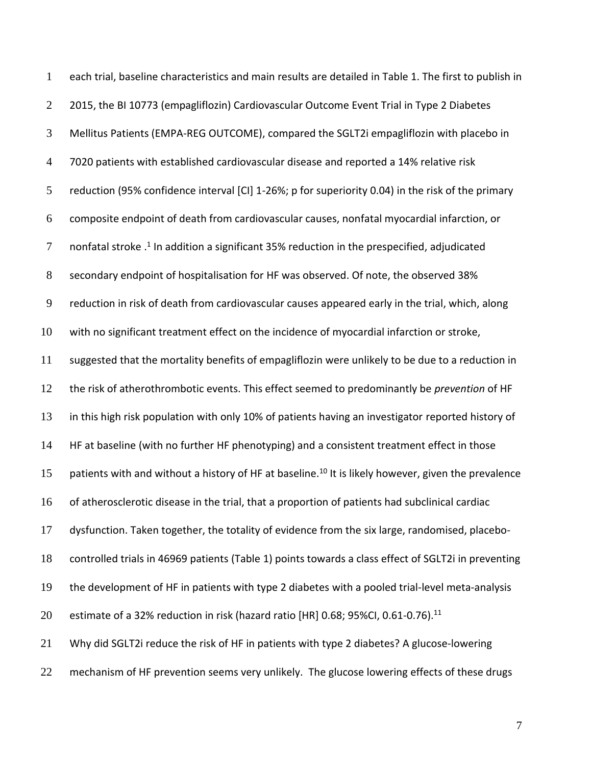each trial, baseline characteristics and main results are detailed in Table 1. The first to publish in 2015, the BI 10773 (empagliflozin) Cardiovascular Outcome Event Trial in Type 2 Diabetes Mellitus Patients (EMPA-REG OUTCOME), compared the SGLT2i empagliflozin with placebo in 7020 patients with established cardiovascular disease and reported a 14% relative risk reduction (95% confidence interval [CI] 1-26%; p for superiority 0.04) in the risk of the primary composite endpoint of death from cardiovascular causes, nonfatal myocardial infarction, or nonfatal stroke .[1] In addition a significant 35% reduction in the prespecified, adjudicated secondary endpoint of hospitalisation for HF was observed. Of note, the observed 38% reduction in risk of death from cardiovascular causes appeared early in the trial, which, along with no significant treatment effect on the incidence of myocardial infarction or stroke, suggested that the mortality benefits of empagliflozin were unlikely to be due to a reduction in the risk of atherothrombotic events. This effect seemed to predominantly be *prevention* of HF in this high risk population with only 10% of patients having an investigator reported history of HF at baseline (with no further HF phenotyping) and a consistent treatment effect in those patients with and without a history of HF at baseline.[10] It is likely however, given the prevalence of atherosclerotic disease in the trial, that a proportion of patients had subclinical cardiac dysfunction. Taken together, the totality of evidence from the six large, randomised, placebo-controlled trials in 46969 patients (Table 1) points towards a class effect of SGLT2i in preventing the development of HF in patients with type 2 diabetes with a pooled trial-level meta-analysis estimate of a 32% reduction in risk (hazard ratio [HR] 0.68; 95%CI, 0.61-0.76).[11]

Why did SGLT2i reduce the risk of HF in patients with type 2 diabetes? A glucose-lowering mechanism of HF prevention seems very unlikely. The glucose lowering effects of these drugs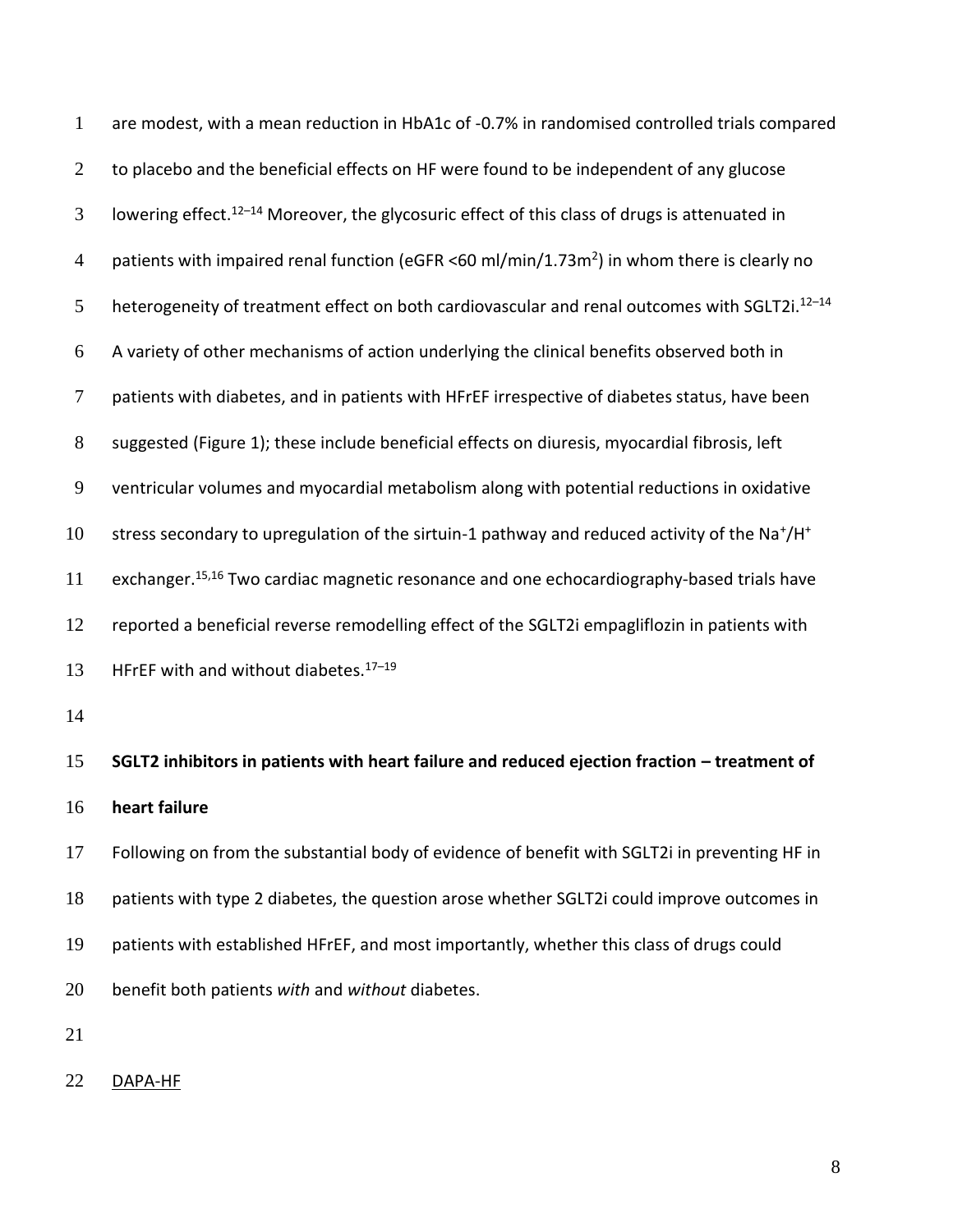are modest, with a mean reduction in HbA1c of -0.7% in randomised controlled trials compared to placebo and the beneficial effects on HF were found to be independent of any glucose lowering effect.[12–14] Moreover, the glycosuric effect of this class of drugs is attenuated in patients with impaired renal function (eGFR <60 ml/min/1.73m$^2$) in whom there is clearly no heterogeneity of treatment effect on both cardiovascular and renal outcomes with SGLT2i.[12–14] A variety of other mechanisms of action underlying the clinical benefits observed both in patients with diabetes, and in patients with HFrEF irrespective of diabetes status, have been suggested (Figure 1); these include beneficial effects on diuresis, myocardial fibrosis, left ventricular volumes and myocardial metabolism along with potential reductions in oxidative stress secondary to upregulation of the sirtuin-1 pathway and reduced activity of the $Na^+/H^+$ exchanger.[15,16] Two cardiac magnetic resonance and one echocardiography-based trials have reported a beneficial reverse remodelling effect of the SGLT2i empagliflozin in patients with HFrEF with and without diabetes.[17–19]

**SGLT2 inhibitors in patients with heart failure and reduced ejection fraction – treatment of heart failure**

Following on from the substantial body of evidence of benefit with SGLT2i in preventing HF in patients with type 2 diabetes, the question arose whether SGLT2i could improve outcomes in patients with established HFrEF, and most importantly, whether this class of drugs could benefit both patients *with* and *without* diabetes.

<u>DAPA-HF</u>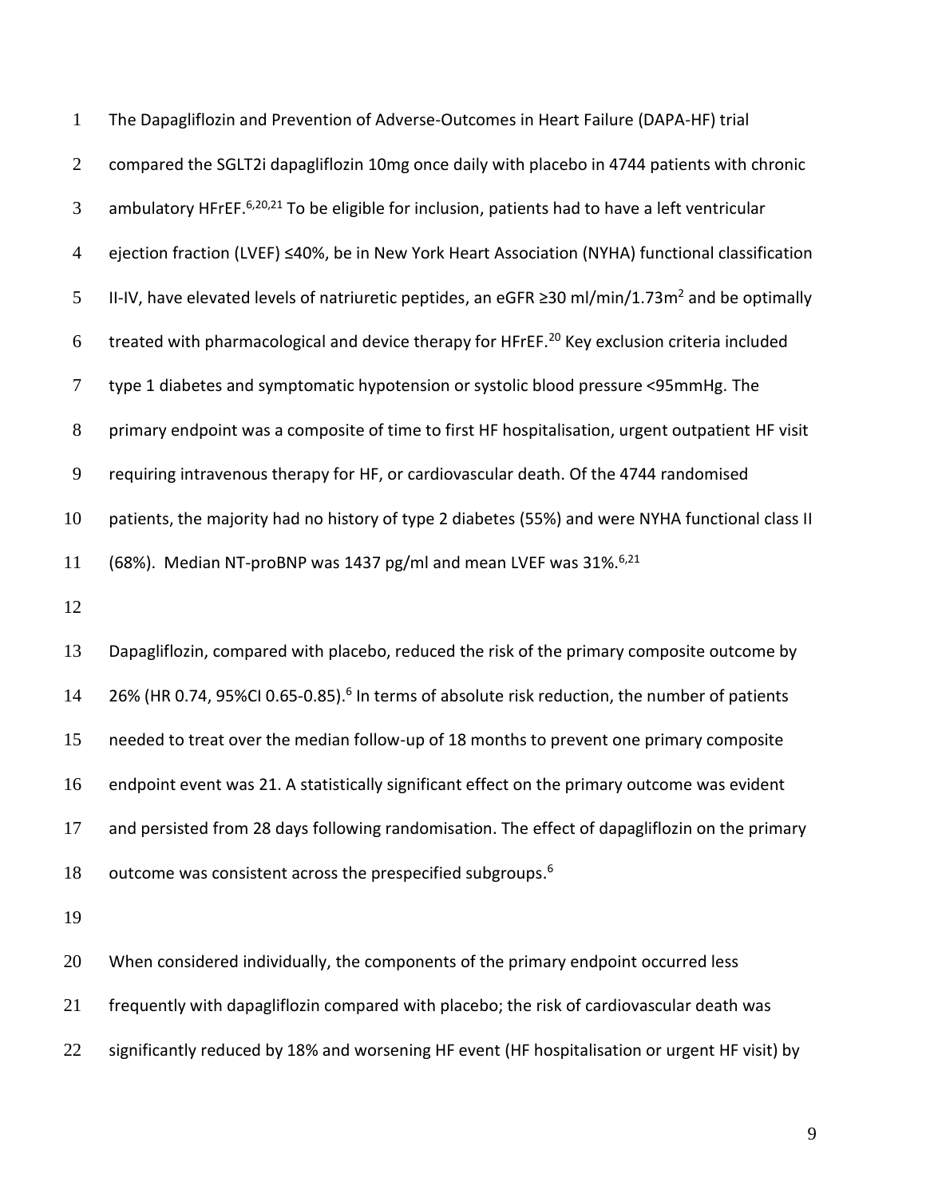The Dapagliflozin and Prevention of Adverse-Outcomes in Heart Failure (DAPA-HF) trial compared the SGLT2i dapagliflozin 10mg once daily with placebo in 4744 patients with chronic ambulatory HFrEF.[6,20,21] To be eligible for inclusion, patients had to have a left ventricular ejection fraction (LVEF) ≤40%, be in New York Heart Association (NYHA) functional classification II-IV, have elevated levels of natriuretic peptides, an eGFR ≥30 ml/min/1.73m$^2$ and be optimally treated with pharmacological and device therapy for HFrEF.[20] Key exclusion criteria included type 1 diabetes and symptomatic hypotension or systolic blood pressure <95mmHg. The primary endpoint was a composite of time to first HF hospitalisation, urgent outpatient HF visit requiring intravenous therapy for HF, or cardiovascular death. Of the 4744 randomised patients, the majority had no history of type 2 diabetes (55%) and were NYHA functional class II (68%). Median NT-proBNP was 1437 pg/ml and mean LVEF was 31%.[6,21]

Dapagliflozin, compared with placebo, reduced the risk of the primary composite outcome by 26% (HR 0.74, 95%CI 0.65-0.85).[6] In terms of absolute risk reduction, the number of patients needed to treat over the median follow-up of 18 months to prevent one primary composite endpoint event was 21. A statistically significant effect on the primary outcome was evident and persisted from 28 days following randomisation. The effect of dapagliflozin on the primary outcome was consistent across the prespecified subgroups.[6]

When considered individually, the components of the primary endpoint occurred less frequently with dapagliflozin compared with placebo; the risk of cardiovascular death was significantly reduced by 18% and worsening HF event (HF hospitalisation or urgent HF visit) by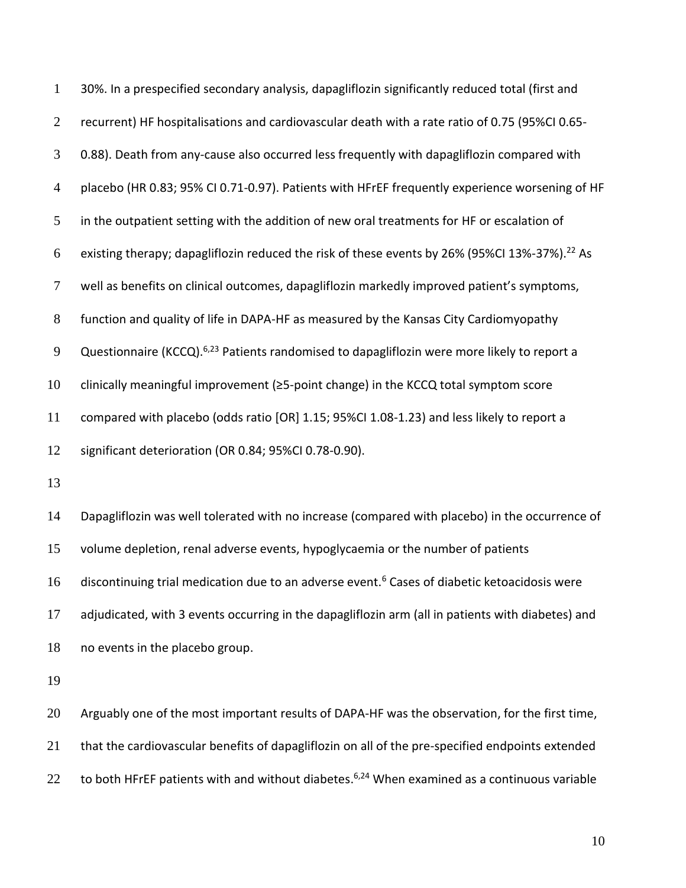30%. In a prespecified secondary analysis, dapagliflozin significantly reduced total (first and recurrent) HF hospitalisations and cardiovascular death with a rate ratio of 0.75 (95%CI 0.65-0.88). Death from any-cause also occurred less frequently with dapagliflozin compared with placebo (HR 0.83; 95% CI 0.71-0.97). Patients with HFrEF frequently experience worsening of HF in the outpatient setting with the addition of new oral treatments for HF or escalation of existing therapy; dapagliflozin reduced the risk of these events by 26% (95%CI 13%-37%).[22] As well as benefits on clinical outcomes, dapagliflozin markedly improved patient's symptoms, function and quality of life in DAPA-HF as measured by the Kansas City Cardiomyopathy Questionnaire (KCCQ).[6,23] Patients randomised to dapagliflozin were more likely to report a clinically meaningful improvement (≥5-point change) in the KCCQ total symptom score compared with placebo (odds ratio [OR] 1.15; 95%CI 1.08-1.23) and less likely to report a significant deterioration (OR 0.84; 95%CI 0.78-0.90).

Dapagliflozin was well tolerated with no increase (compared with placebo) in the occurrence of volume depletion, renal adverse events, hypoglycaemia or the number of patients discontinuing trial medication due to an adverse event.[6] Cases of diabetic ketoacidosis were adjudicated, with 3 events occurring in the dapagliflozin arm (all in patients with diabetes) and no events in the placebo group.

Arguably one of the most important results of DAPA-HF was the observation, for the first time, that the cardiovascular benefits of dapagliflozin on all of the pre-specified endpoints extended to both HFrEF patients with and without diabetes.[6,24] When examined as a continuous variable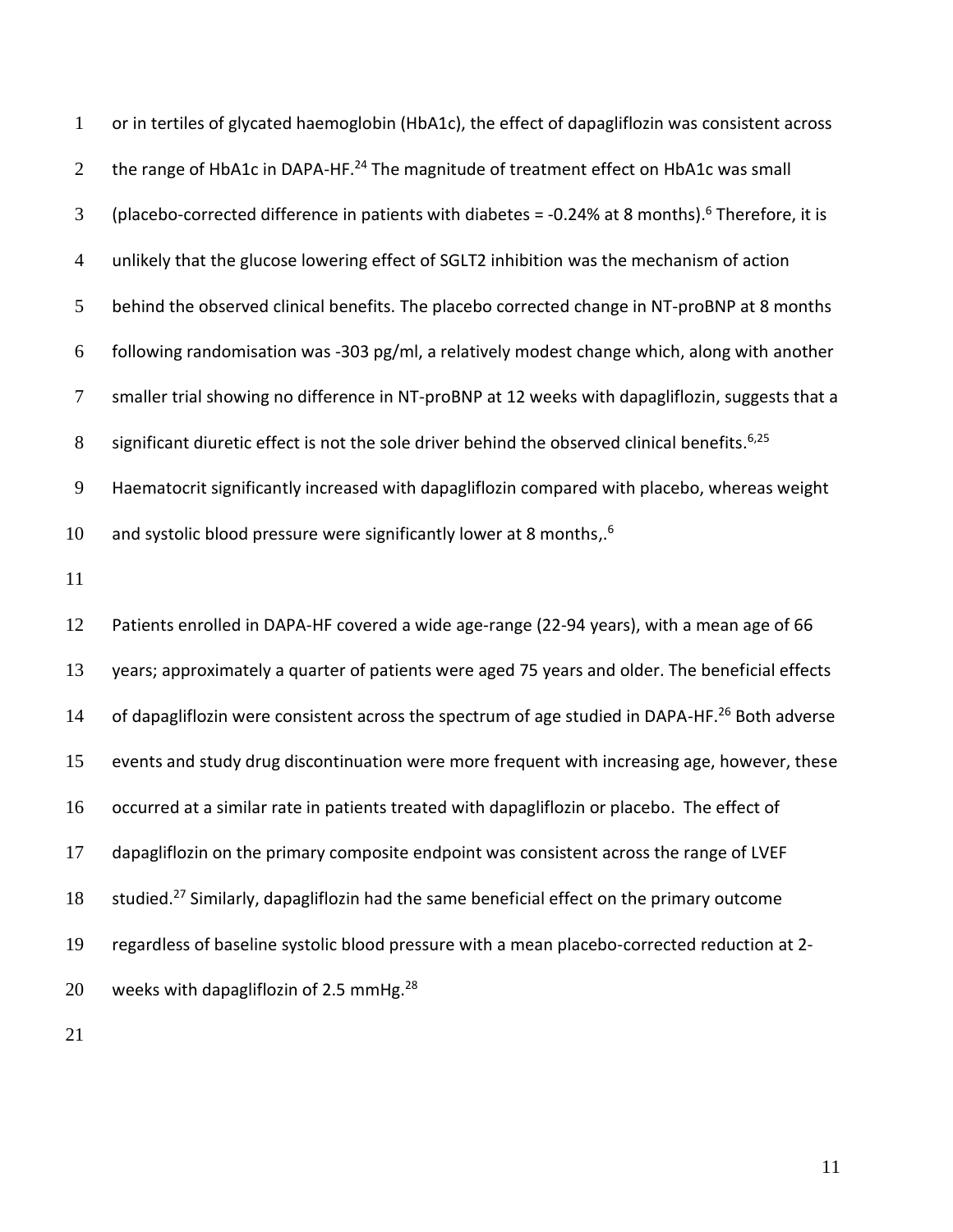or in tertiles of glycated haemoglobin (HbA1c), the effect of dapagliflozin was consistent across the range of HbA1c in DAPA-HF.[24] The magnitude of treatment effect on HbA1c was small (placebo-corrected difference in patients with diabetes = -0.24% at 8 months).[6] Therefore, it is unlikely that the glucose lowering effect of SGLT2 inhibition was the mechanism of action behind the observed clinical benefits. The placebo corrected change in NT-proBNP at 8 months following randomisation was -303 pg/ml, a relatively modest change which, along with another smaller trial showing no difference in NT-proBNP at 12 weeks with dapagliflozin, suggests that a significant diuretic effect is not the sole driver behind the observed clinical benefits.[6,25] Haematocrit significantly increased with dapagliflozin compared with placebo, whereas weight and systolic blood pressure were significantly lower at 8 months,.[6]

Patients enrolled in DAPA-HF covered a wide age-range (22-94 years), with a mean age of 66 years; approximately a quarter of patients were aged 75 years and older. The beneficial effects of dapagliflozin were consistent across the spectrum of age studied in DAPA-HF.[26] Both adverse events and study drug discontinuation were more frequent with increasing age, however, these occurred at a similar rate in patients treated with dapagliflozin or placebo. The effect of dapagliflozin on the primary composite endpoint was consistent across the range of LVEF studied.[27] Similarly, dapagliflozin had the same beneficial effect on the primary outcome regardless of baseline systolic blood pressure with a mean placebo-corrected reduction at 2-weeks with dapagliflozin of 2.5 mmHg.[28]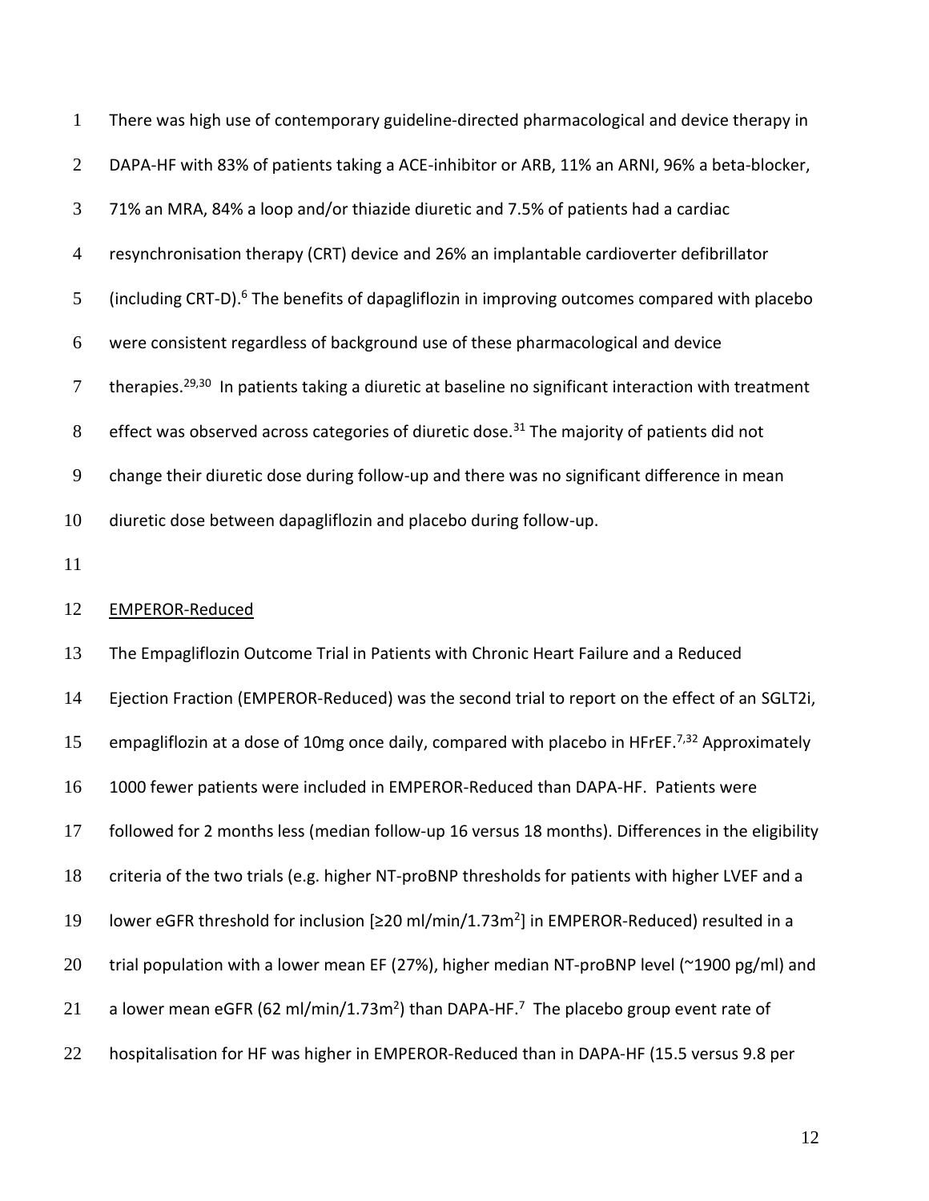There was high use of contemporary guideline-directed pharmacological and device therapy in DAPA-HF with 83% of patients taking a ACE-inhibitor or ARB, 11% an ARNI, 96% a beta-blocker, 71% an MRA, 84% a loop and/or thiazide diuretic and 7.5% of patients had a cardiac resynchronisation therapy (CRT) device and 26% an implantable cardioverter defibrillator (including CRT-D).[6] The benefits of dapagliflozin in improving outcomes compared with placebo were consistent regardless of background use of these pharmacological and device therapies.[29,30] In patients taking a diuretic at baseline no significant interaction with treatment effect was observed across categories of diuretic dose.[31] The majority of patients did not change their diuretic dose during follow-up and there was no significant difference in mean diuretic dose between dapagliflozin and placebo during follow-up.

EMPEROR-Reduced

The Empagliflozin Outcome Trial in Patients with Chronic Heart Failure and a Reduced Ejection Fraction (EMPEROR-Reduced) was the second trial to report on the effect of an SGLT2i, empagliflozin at a dose of 10mg once daily, compared with placebo in HFrEF.[7,32] Approximately 1000 fewer patients were included in EMPEROR-Reduced than DAPA-HF. Patients were followed for 2 months less (median follow-up 16 versus 18 months). Differences in the eligibility criteria of the two trials (e.g. higher NT-proBNP thresholds for patients with higher LVEF and a lower eGFR threshold for inclusion [≥20 ml/min/1.73m$^2$] in EMPEROR-Reduced) resulted in a trial population with a lower mean EF (27%), higher median NT-proBNP level (~1900 pg/ml) and a lower mean eGFR (62 ml/min/1.73m$^2$) than DAPA-HF.[7] The placebo group event rate of hospitalisation for HF was higher in EMPEROR-Reduced than in DAPA-HF (15.5 versus 9.8 per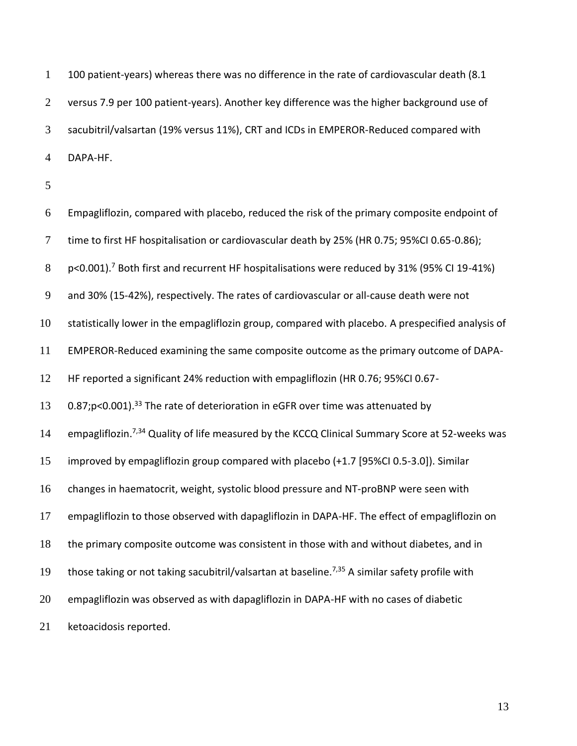100 patient-years) whereas there was no difference in the rate of cardiovascular death (8.1 versus 7.9 per 100 patient-years). Another key difference was the higher background use of sacubitril/valsartan (19% versus 11%), CRT and ICDs in EMPEROR-Reduced compared with DAPA-HF.

Empagliflozin, compared with placebo, reduced the risk of the primary composite endpoint of time to first HF hospitalisation or cardiovascular death by 25% (HR 0.75; 95%CI 0.65-0.86); p<0.001).[7] Both first and recurrent HF hospitalisations were reduced by 31% (95% CI 19-41%) and 30% (15-42%), respectively. The rates of cardiovascular or all-cause death were not statistically lower in the empagliflozin group, compared with placebo. A prespecified analysis of EMPEROR-Reduced examining the same composite outcome as the primary outcome of DAPA-HF reported a significant 24% reduction with empagliflozin (HR 0.76; 95%CI 0.67-0.87;p<0.001).[33] The rate of deterioration in eGFR over time was attenuated by empagliflozin.[7,34] Quality of life measured by the KCCQ Clinical Summary Score at 52-weeks was improved by empagliflozin group compared with placebo (+1.7 [95%CI 0.5-3.0]). Similar changes in haematocrit, weight, systolic blood pressure and NT-proBNP were seen with empagliflozin to those observed with dapagliflozin in DAPA-HF. The effect of empagliflozin on the primary composite outcome was consistent in those with and without diabetes, and in those taking or not taking sacubitril/valsartan at baseline.[7,35] A similar safety profile with empagliflozin was observed as with dapagliflozin in DAPA-HF with no cases of diabetic ketoacidosis reported.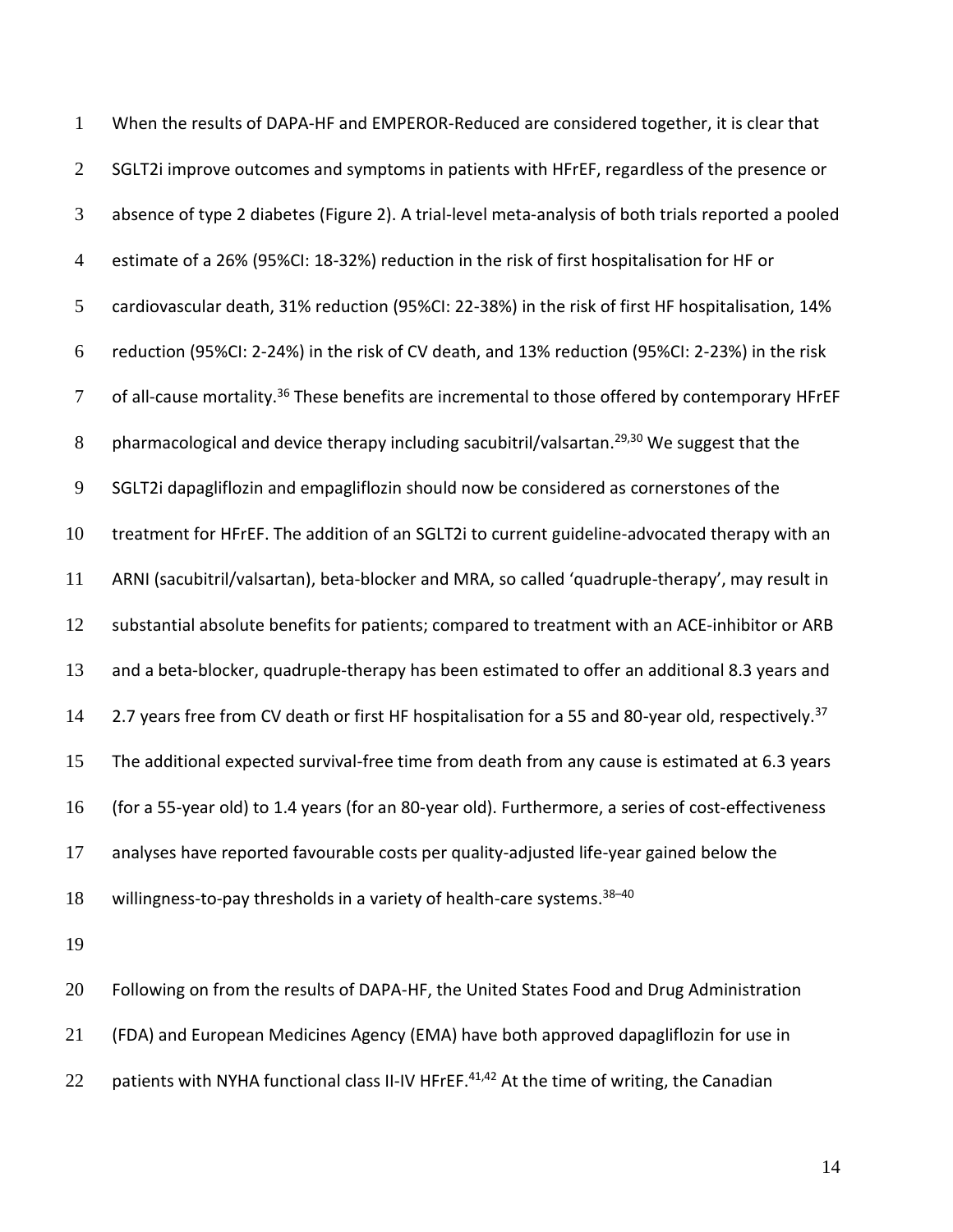When the results of DAPA-HF and EMPEROR-Reduced are considered together, it is clear that SGLT2i improve outcomes and symptoms in patients with HFrEF, regardless of the presence or absence of type 2 diabetes (Figure 2). A trial-level meta-analysis of both trials reported a pooled estimate of a 26% (95%CI: 18-32%) reduction in the risk of first hospitalisation for HF or cardiovascular death, 31% reduction (95%CI: 22-38%) in the risk of first HF hospitalisation, 14% reduction (95%CI: 2-24%) in the risk of CV death, and 13% reduction (95%CI: 2-23%) in the risk of all-cause mortality.[36] These benefits are incremental to those offered by contemporary HFrEF pharmacological and device therapy including sacubitril/valsartan.[29,30] We suggest that the SGLT2i dapagliflozin and empagliflozin should now be considered as cornerstones of the treatment for HFrEF. The addition of an SGLT2i to current guideline-advocated therapy with an ARNI (sacubitril/valsartan), beta-blocker and MRA, so called 'quadruple-therapy', may result in substantial absolute benefits for patients; compared to treatment with an ACE-inhibitor or ARB and a beta-blocker, quadruple-therapy has been estimated to offer an additional 8.3 years and 2.7 years free from CV death or first HF hospitalisation for a 55 and 80-year old, respectively.[37] The additional expected survival-free time from death from any cause is estimated at 6.3 years (for a 55-year old) to 1.4 years (for an 80-year old). Furthermore, a series of cost-effectiveness analyses have reported favourable costs per quality-adjusted life-year gained below the willingness-to-pay thresholds in a variety of health-care systems.[38–40]

Following on from the results of DAPA-HF, the United States Food and Drug Administration (FDA) and European Medicines Agency (EMA) have both approved dapagliflozin for use in patients with NYHA functional class II-IV HFrEF.[41,42] At the time of writing, the Canadian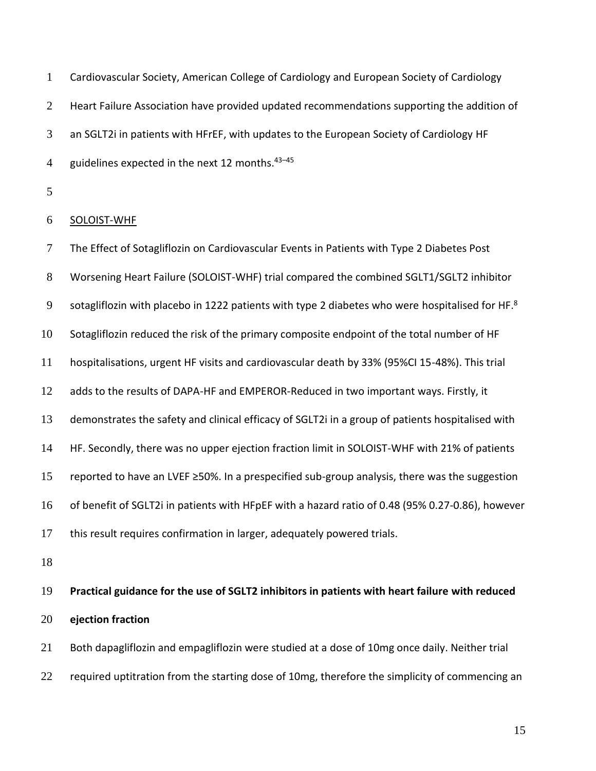Cardiovascular Society, American College of Cardiology and European Society of Cardiology Heart Failure Association have provided updated recommendations supporting the addition of an SGLT2i in patients with HFrEF, with updates to the European Society of Cardiology HF guidelines expected in the next 12 months.[43–45]

SOLOIST-WHF

The Effect of Sotagliflozin on Cardiovascular Events in Patients with Type 2 Diabetes Post Worsening Heart Failure (SOLOIST-WHF) trial compared the combined SGLT1/SGLT2 inhibitor sotagliflozin with placebo in 1222 patients with type 2 diabetes who were hospitalised for HF.[8] Sotagliflozin reduced the risk of the primary composite endpoint of the total number of HF hospitalisations, urgent HF visits and cardiovascular death by 33% (95%CI 15-48%). This trial adds to the results of DAPA-HF and EMPEROR-Reduced in two important ways. Firstly, it demonstrates the safety and clinical efficacy of SGLT2i in a group of patients hospitalised with HF. Secondly, there was no upper ejection fraction limit in SOLOIST-WHF with 21% of patients reported to have an LVEF ≥50%. In a prespecified sub-group analysis, there was the suggestion of benefit of SGLT2i in patients with HFpEF with a hazard ratio of 0.48 (95% 0.27-0.86), however this result requires confirmation in larger, adequately powered trials.

**Practical guidance for the use of SGLT2 inhibitors in patients with heart failure with reduced ejection fraction**

Both dapagliflozin and empagliflozin were studied at a dose of 10mg once daily. Neither trial required uptitration from the starting dose of 10mg, therefore the simplicity of commencing an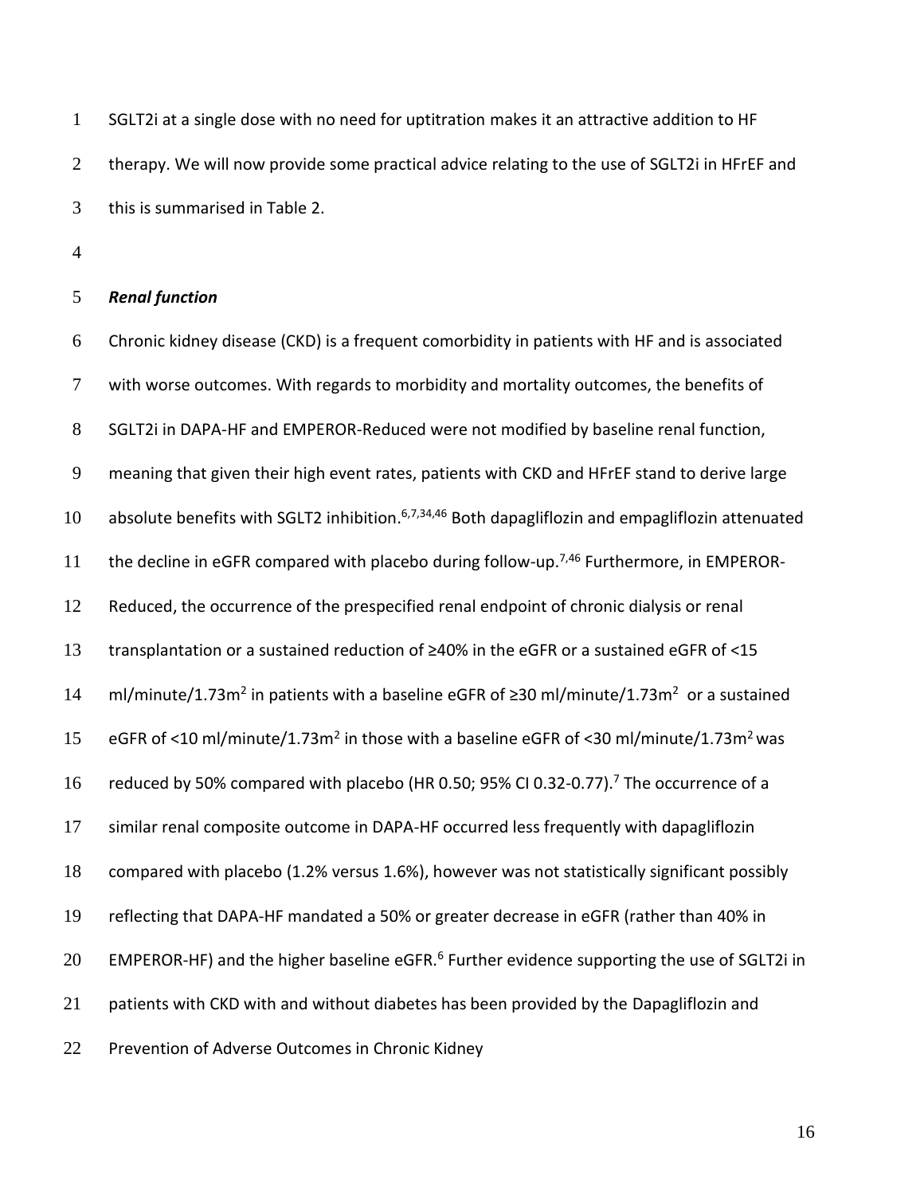SGLT2i at a single dose with no need for uptitration makes it an attractive addition to HF therapy. We will now provide some practical advice relating to the use of SGLT2i in HFrEF and this is summarised in Table 2.

### ***Renal function***

Chronic kidney disease (CKD) is a frequent comorbidity in patients with HF and is associated with worse outcomes. With regards to morbidity and mortality outcomes, the benefits of SGLT2i in DAPA-HF and EMPEROR-Reduced were not modified by baseline renal function, meaning that given their high event rates, patients with CKD and HFrEF stand to derive large absolute benefits with SGLT2 inhibition.[6,7,34,46] Both dapagliflozin and empagliflozin attenuated the decline in eGFR compared with placebo during follow-up.[7,46] Furthermore, in EMPEROR-Reduced, the occurrence of the prespecified renal endpoint of chronic dialysis or renal transplantation or a sustained reduction of ≥40% in the eGFR or a sustained eGFR of <15 ml/minute/1.73m$^2$ in patients with a baseline eGFR of ≥30 ml/minute/1.73m$^2$ or a sustained eGFR of <10 ml/minute/1.73m$^2$ in those with a baseline eGFR of <30 ml/minute/1.73m$^2$ was reduced by 50% compared with placebo (HR 0.50; 95% CI 0.32-0.77).[7] The occurrence of a similar renal composite outcome in DAPA-HF occurred less frequently with dapagliflozin compared with placebo (1.2% versus 1.6%), however was not statistically significant possibly reflecting that DAPA-HF mandated a 50% or greater decrease in eGFR (rather than 40% in EMPEROR-HF) and the higher baseline eGFR.[6] Further evidence supporting the use of SGLT2i in patients with CKD with and without diabetes has been provided by the Dapagliflozin and Prevention of Adverse Outcomes in Chronic Kidney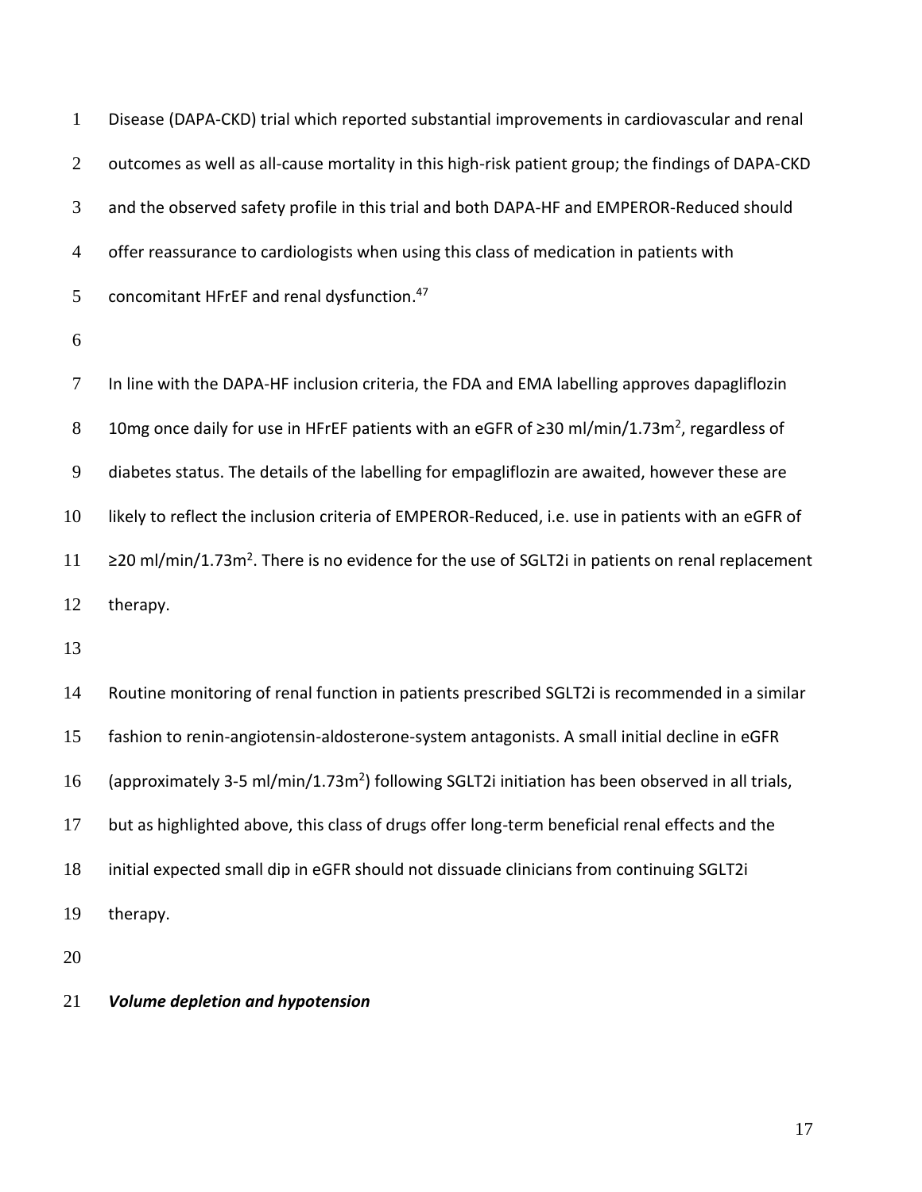Disease (DAPA-CKD) trial which reported substantial improvements in cardiovascular and renal outcomes as well as all-cause mortality in this high-risk patient group; the findings of DAPA-CKD and the observed safety profile in this trial and both DAPA-HF and EMPEROR-Reduced should offer reassurance to cardiologists when using this class of medication in patients with concomitant HFrEF and renal dysfunction.[47]

In line with the DAPA-HF inclusion criteria, the FDA and EMA labelling approves dapagliflozin 10mg once daily for use in HFrEF patients with an eGFR of ≥30 ml/min/1.73m$^2$, regardless of diabetes status. The details of the labelling for empagliflozin are awaited, however these are likely to reflect the inclusion criteria of EMPEROR-Reduced, i.e. use in patients with an eGFR of ≥20 ml/min/1.73m$^2$. There is no evidence for the use of SGLT2i in patients on renal replacement therapy.

Routine monitoring of renal function in patients prescribed SGLT2i is recommended in a similar fashion to renin-angiotensin-aldosterone-system antagonists. A small initial decline in eGFR (approximately 3-5 ml/min/1.73m$^2$) following SGLT2i initiation has been observed in all trials, but as highlighted above, this class of drugs offer long-term beneficial renal effects and the initial expected small dip in eGFR should not dissuade clinicians from continuing SGLT2i therapy.

***Volume depletion and hypotension***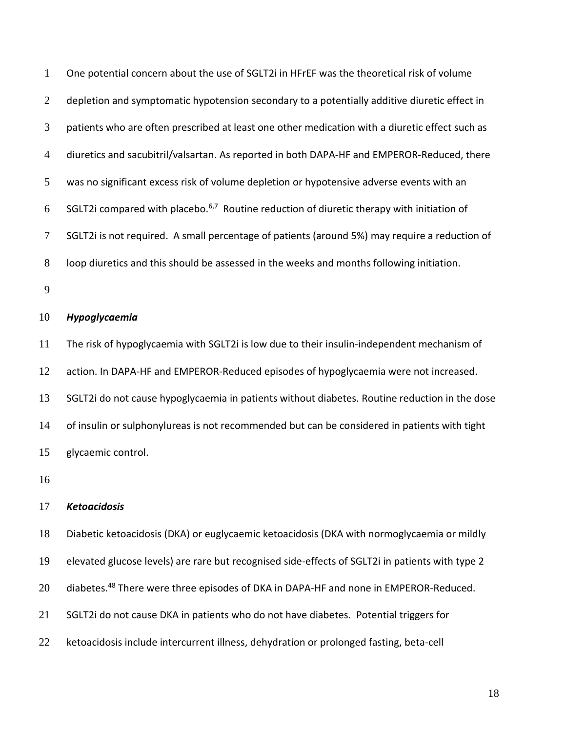One potential concern about the use of SGLT2i in HFrEF was the theoretical risk of volume depletion and symptomatic hypotension secondary to a potentially additive diuretic effect in patients who are often prescribed at least one other medication with a diuretic effect such as diuretics and sacubitril/valsartan. As reported in both DAPA-HF and EMPEROR-Reduced, there was no significant excess risk of volume depletion or hypotensive adverse events with an SGLT2i compared with placebo.[6,7] Routine reduction of diuretic therapy with initiation of SGLT2i is not required. A small percentage of patients (around 5%) may require a reduction of loop diuretics and this should be assessed in the weeks and months following initiation.

***Hypoglycaemia***

The risk of hypoglycaemia with SGLT2i is low due to their insulin-independent mechanism of action. In DAPA-HF and EMPEROR-Reduced episodes of hypoglycaemia were not increased. SGLT2i do not cause hypoglycaemia in patients without diabetes. Routine reduction in the dose of insulin or sulphonylureas is not recommended but can be considered in patients with tight glycaemic control.

***Ketoacidosis***

Diabetic ketoacidosis (DKA) or euglycaemic ketoacidosis (DKA with normoglycaemia or mildly elevated glucose levels) are rare but recognised side-effects of SGLT2i in patients with type 2 diabetes.[48] There were three episodes of DKA in DAPA-HF and none in EMPEROR-Reduced. SGLT2i do not cause DKA in patients who do not have diabetes. Potential triggers for ketoacidosis include intercurrent illness, dehydration or prolonged fasting, beta-cell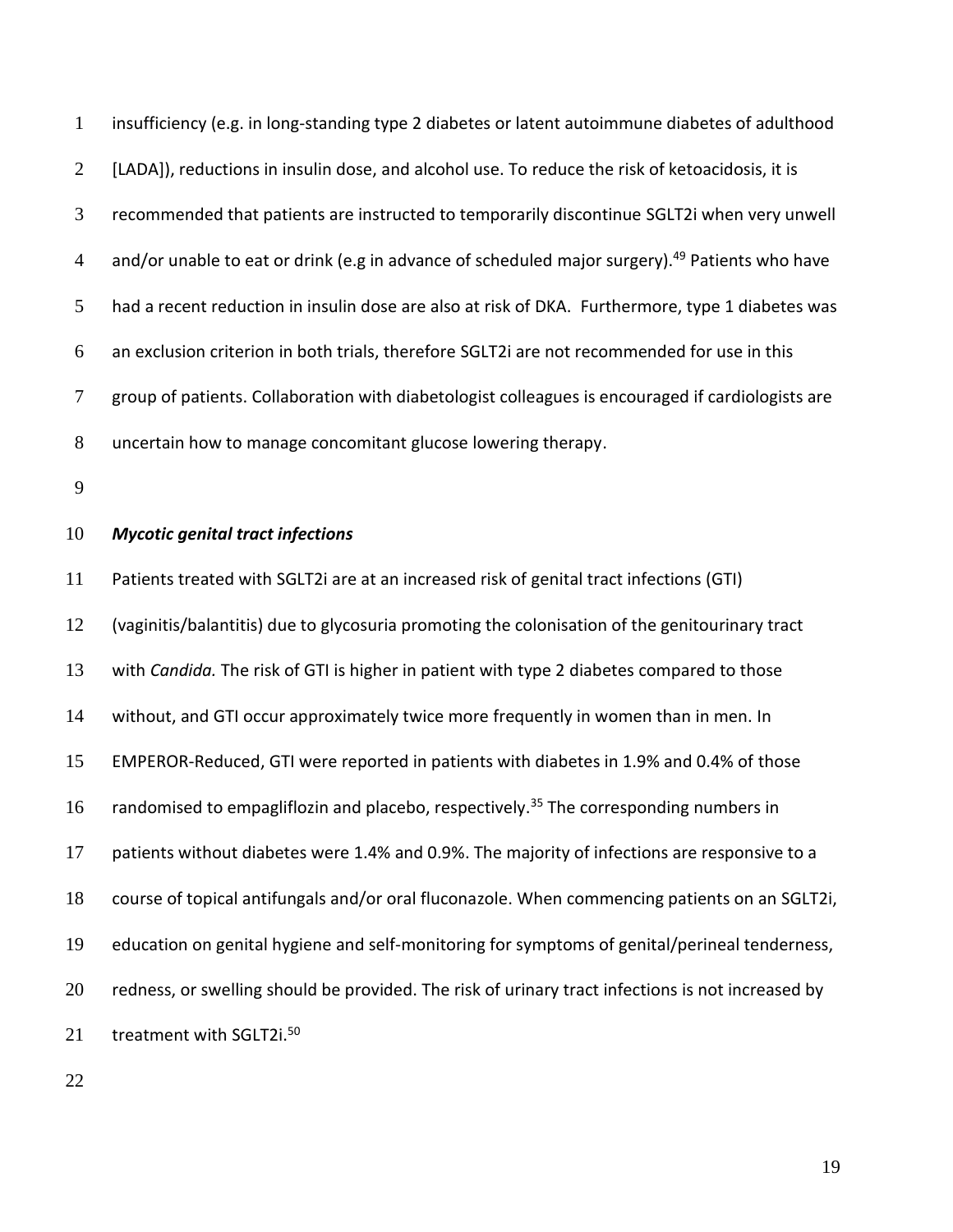insufficiency (e.g. in long-standing type 2 diabetes or latent autoimmune diabetes of adulthood [LADA]), reductions in insulin dose, and alcohol use. To reduce the risk of ketoacidosis, it is recommended that patients are instructed to temporarily discontinue SGLT2i when very unwell and/or unable to eat or drink (e.g in advance of scheduled major surgery).[49] Patients who have had a recent reduction in insulin dose are also at risk of DKA. Furthermore, type 1 diabetes was an exclusion criterion in both trials, therefore SGLT2i are not recommended for use in this group of patients. Collaboration with diabetologist colleagues is encouraged if cardiologists are uncertain how to manage concomitant glucose lowering therapy.

### ***Mycotic genital tract infections***

Patients treated with SGLT2i are at an increased risk of genital tract infections (GTI) (vaginitis/balantitis) due to glycosuria promoting the colonisation of the genitourinary tract with *Candida.* The risk of GTI is higher in patient with type 2 diabetes compared to those without, and GTI occur approximately twice more frequently in women than in men. In EMPEROR-Reduced, GTI were reported in patients with diabetes in 1.9% and 0.4% of those randomised to empagliflozin and placebo, respectively.[35] The corresponding numbers in patients without diabetes were 1.4% and 0.9%. The majority of infections are responsive to a course of topical antifungals and/or oral fluconazole. When commencing patients on an SGLT2i, education on genital hygiene and self-monitoring for symptoms of genital/perineal tenderness, redness, or swelling should be provided. The risk of urinary tract infections is not increased by treatment with SGLT2i.[50]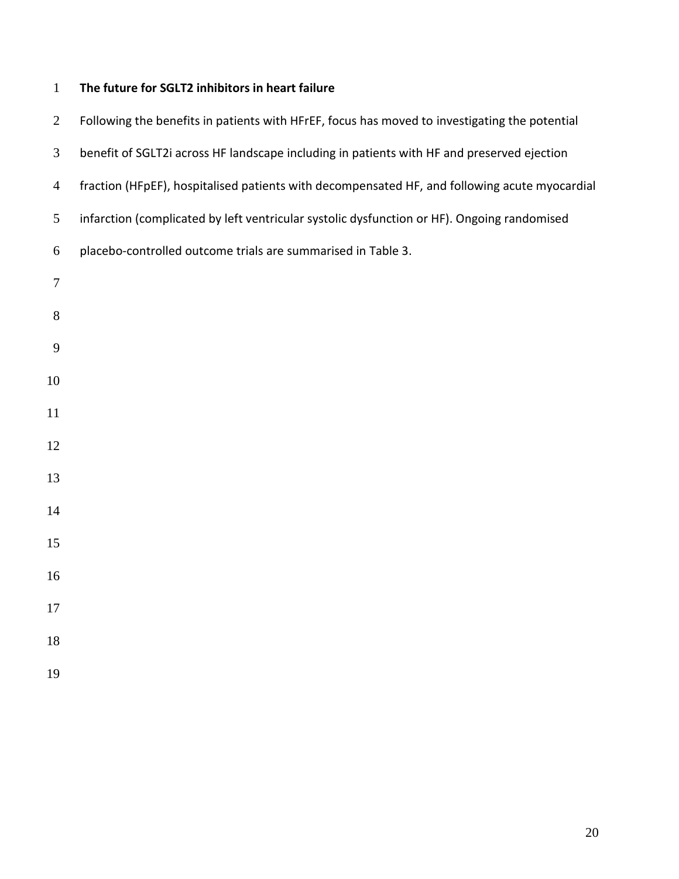## The future for SGLT2 inhibitors in heart failure

Following the benefits in patients with HFrEF, focus has moved to investigating the potential benefit of SGLT2i across HF landscape including in patients with HF and preserved ejection fraction (HFpEF), hospitalised patients with decompensated HF, and following acute myocardial infarction (complicated by left ventricular systolic dysfunction or HF). Ongoing randomised placebo-controlled outcome trials are summarised in Table 3.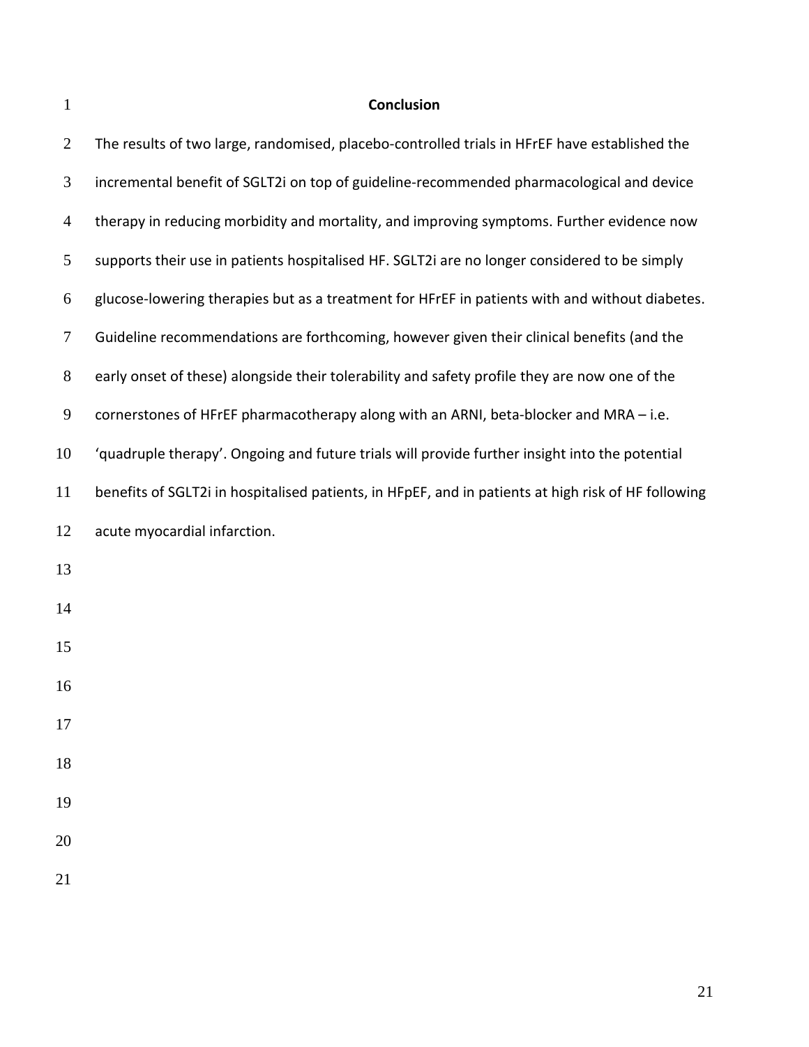## Conclusion

The results of two large, randomised, placebo-controlled trials in HFrEF have established the incremental benefit of SGLT2i on top of guideline-recommended pharmacological and device therapy in reducing morbidity and mortality, and improving symptoms. Further evidence now supports their use in patients hospitalised HF. SGLT2i are no longer considered to be simply glucose-lowering therapies but as a treatment for HFrEF in patients with and without diabetes. Guideline recommendations are forthcoming, however given their clinical benefits (and the early onset of these) alongside their tolerability and safety profile they are now one of the cornerstones of HFrEF pharmacotherapy along with an ARNI, beta-blocker and MRA – i.e. 'quadruple therapy'. Ongoing and future trials will provide further insight into the potential benefits of SGLT2i in hospitalised patients, in HFpEF, and in patients at high risk of HF following acute myocardial infarction.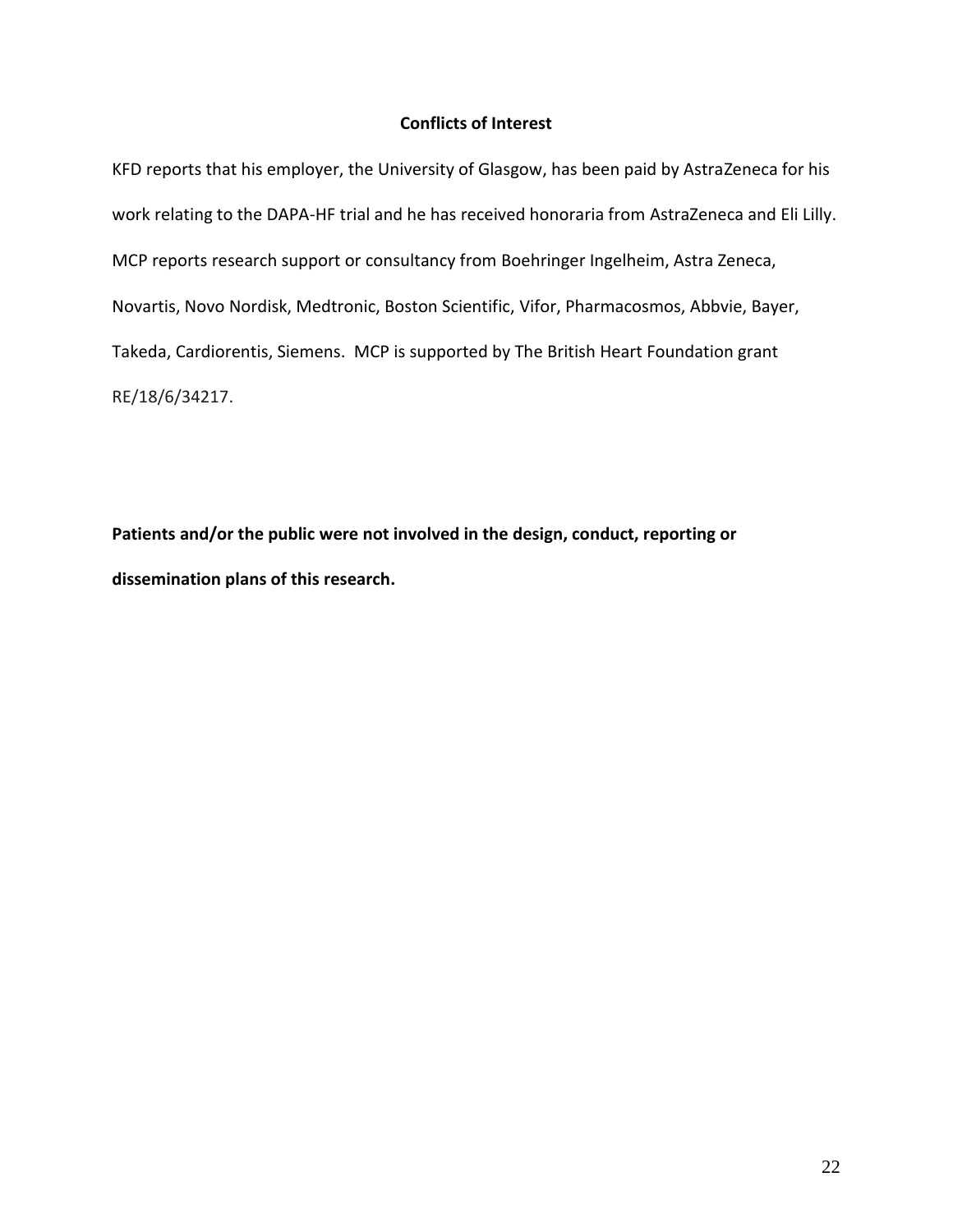## Conflicts of Interest

KFD reports that his employer, the University of Glasgow, has been paid by AstraZeneca for his work relating to the DAPA-HF trial and he has received honoraria from AstraZeneca and Eli Lilly. MCP reports research support or consultancy from Boehringer Ingelheim, Astra Zeneca, Novartis, Novo Nordisk, Medtronic, Boston Scientific, Vifor, Pharmacosmos, Abbvie, Bayer, Takeda, Cardiorentis, Siemens. MCP is supported by The British Heart Foundation grant RE/18/6/34217.

**Patients and/or the public were not involved in the design, conduct, reporting or dissemination plans of this research.**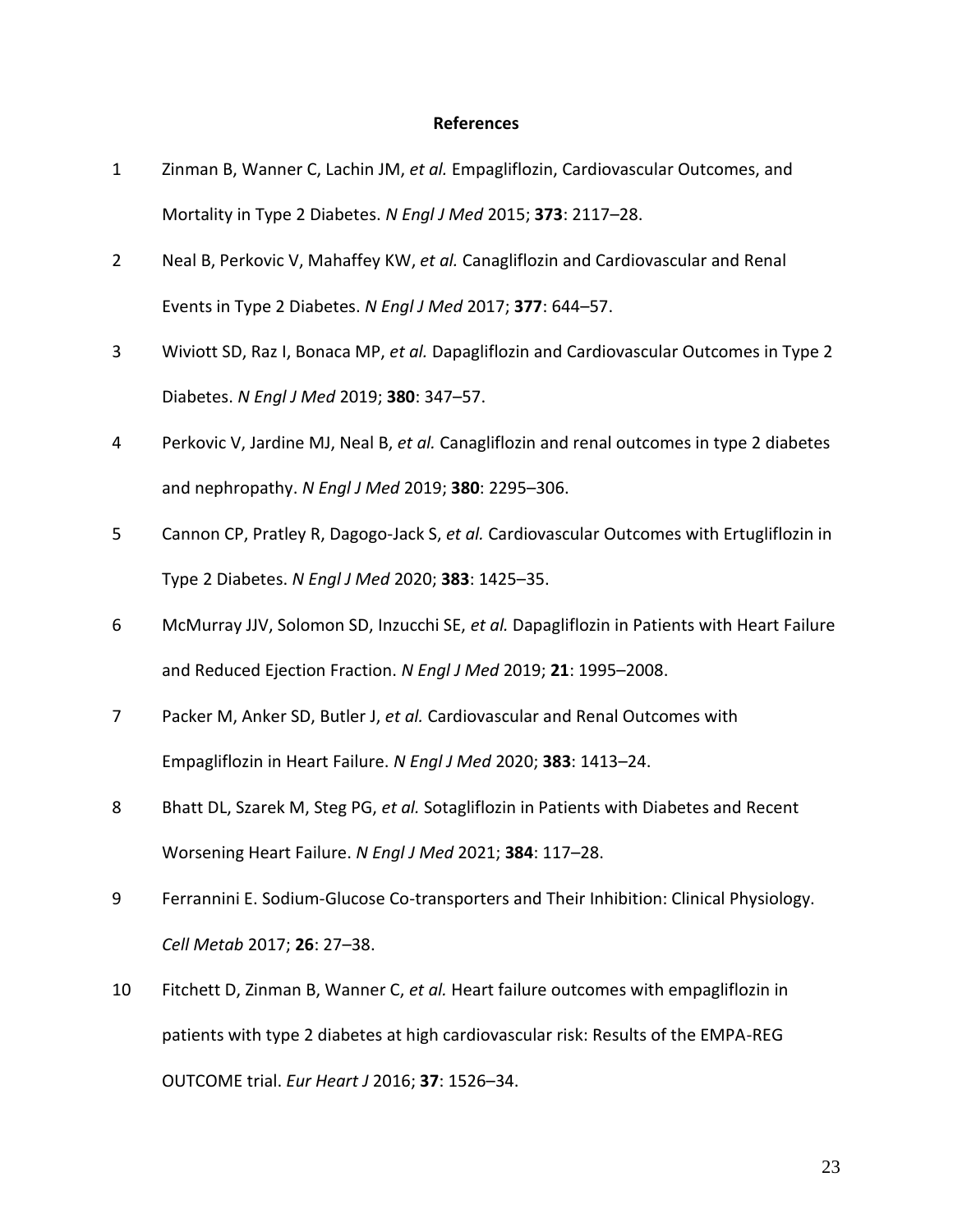## References

1. Zinman B, Wanner C, Lachin JM, *et al.* Empagliflozin, Cardiovascular Outcomes, and Mortality in Type 2 Diabetes. *N Engl J Med* 2015; **373**: 2117–28.
2. Neal B, Perkovic V, Mahaffey KW, *et al.* Canagliflozin and Cardiovascular and Renal Events in Type 2 Diabetes. *N Engl J Med* 2017; **377**: 644–57.
3. Wiviott SD, Raz I, Bonaca MP, *et al.* Dapagliflozin and Cardiovascular Outcomes in Type 2 Diabetes. *N Engl J Med* 2019; **380**: 347–57.
4. Perkovic V, Jardine MJ, Neal B, *et al.* Canagliflozin and renal outcomes in type 2 diabetes and nephropathy. *N Engl J Med* 2019; **380**: 2295–306.
5. Cannon CP, Pratley R, Dagogo-Jack S, *et al.* Cardiovascular Outcomes with Ertugliflozin in Type 2 Diabetes. *N Engl J Med* 2020; **383**: 1425–35.
6. McMurray JJV, Solomon SD, Inzucchi SE, *et al.* Dapagliflozin in Patients with Heart Failure and Reduced Ejection Fraction. *N Engl J Med* 2019; **21**: 1995–2008.
7. Packer M, Anker SD, Butler J, *et al.* Cardiovascular and Renal Outcomes with Empagliflozin in Heart Failure. *N Engl J Med* 2020; **383**: 1413–24.
8. Bhatt DL, Szarek M, Steg PG, *et al.* Sotagliflozin in Patients with Diabetes and Recent Worsening Heart Failure. *N Engl J Med* 2021; **384**: 117–28.
9. Ferrannini E. Sodium-Glucose Co-transporters and Their Inhibition: Clinical Physiology. *Cell Metab* 2017; **26**: 27–38.
10. Fitchett D, Zinman B, Wanner C, *et al.* Heart failure outcomes with empagliflozin in patients with type 2 diabetes at high cardiovascular risk: Results of the EMPA-REG OUTCOME trial. *Eur Heart J* 2016; **37**: 1526–34.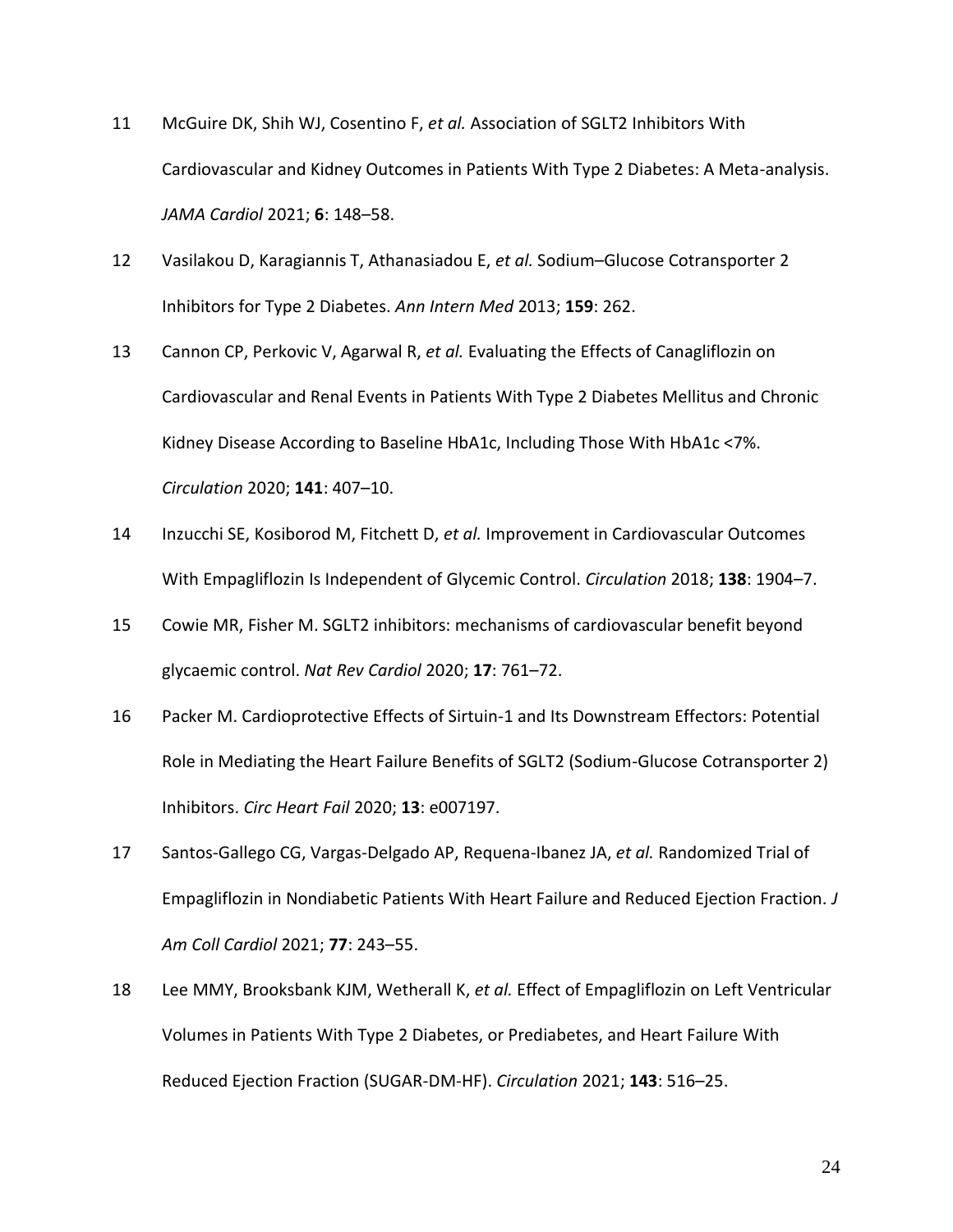11 McGuire DK, Shih WJ, Cosentino F, *et al.* Association of SGLT2 Inhibitors With Cardiovascular and Kidney Outcomes in Patients With Type 2 Diabetes: A Meta-analysis. *JAMA Cardiol* 2021; **6**: 148–58.

12 Vasilakou D, Karagiannis T, Athanasiadou E, *et al.* Sodium–Glucose Cotransporter 2 Inhibitors for Type 2 Diabetes. *Ann Intern Med* 2013; **159**: 262.

13 Cannon CP, Perkovic V, Agarwal R, *et al.* Evaluating the Effects of Canagliflozin on Cardiovascular and Renal Events in Patients With Type 2 Diabetes Mellitus and Chronic Kidney Disease According to Baseline HbA1c, Including Those With HbA1c <7%. *Circulation* 2020; **141**: 407–10.

14 Inzucchi SE, Kosiborod M, Fitchett D, *et al.* Improvement in Cardiovascular Outcomes With Empagliflozin Is Independent of Glycemic Control. *Circulation* 2018; **138**: 1904–7.

15 Cowie MR, Fisher M. SGLT2 inhibitors: mechanisms of cardiovascular benefit beyond glycaemic control. *Nat Rev Cardiol* 2020; **17**: 761–72.

16 Packer M. Cardioprotective Effects of Sirtuin-1 and Its Downstream Effectors: Potential Role in Mediating the Heart Failure Benefits of SGLT2 (Sodium-Glucose Cotransporter 2) Inhibitors. *Circ Heart Fail* 2020; **13**: e007197.

17 Santos-Gallego CG, Vargas-Delgado AP, Requena-Ibanez JA, *et al.* Randomized Trial of Empagliflozin in Nondiabetic Patients With Heart Failure and Reduced Ejection Fraction. *J Am Coll Cardiol* 2021; **77**: 243–55.

18 Lee MMY, Brooksbank KJM, Wetherall K, *et al.* Effect of Empagliflozin on Left Ventricular Volumes in Patients With Type 2 Diabetes, or Prediabetes, and Heart Failure With Reduced Ejection Fraction (SUGAR-DM-HF). *Circulation* 2021; **143**: 516–25.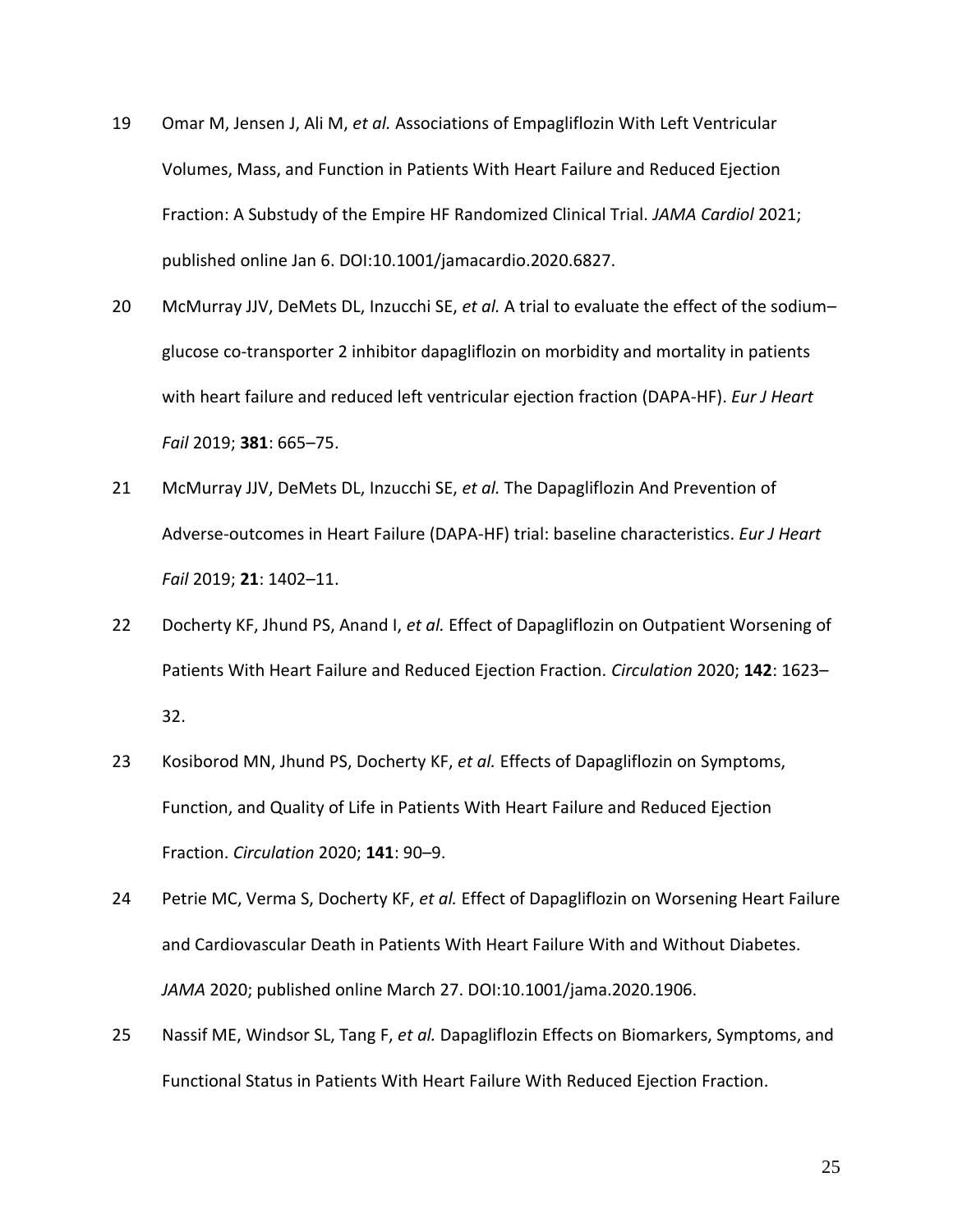19 Omar M, Jensen J, Ali M, *et al.* Associations of Empagliflozin With Left Ventricular Volumes, Mass, and Function in Patients With Heart Failure and Reduced Ejection Fraction: A Substudy of the Empire HF Randomized Clinical Trial. *JAMA Cardiol* 2021; published online Jan 6. DOI:10.1001/jamacardio.2020.6827.

20 McMurray JJV, DeMets DL, Inzucchi SE, *et al.* A trial to evaluate the effect of the sodium–glucose co-transporter 2 inhibitor dapagliflozin on morbidity and mortality in patients with heart failure and reduced left ventricular ejection fraction (DAPA-HF). *Eur J Heart Fail* 2019; **381**: 665–75.

21 McMurray JJV, DeMets DL, Inzucchi SE, *et al.* The Dapagliflozin And Prevention of Adverse-outcomes in Heart Failure (DAPA-HF) trial: baseline characteristics. *Eur J Heart Fail* 2019; **21**: 1402–11.

22 Docherty KF, Jhund PS, Anand I, *et al.* Effect of Dapagliflozin on Outpatient Worsening of Patients With Heart Failure and Reduced Ejection Fraction. *Circulation* 2020; **142**: 1623–32.

23 Kosiborod MN, Jhund PS, Docherty KF, *et al.* Effects of Dapagliflozin on Symptoms, Function, and Quality of Life in Patients With Heart Failure and Reduced Ejection Fraction. *Circulation* 2020; **141**: 90–9.

24 Petrie MC, Verma S, Docherty KF, *et al.* Effect of Dapagliflozin on Worsening Heart Failure and Cardiovascular Death in Patients With Heart Failure With and Without Diabetes. *JAMA* 2020; published online March 27. DOI:10.1001/jama.2020.1906.

25 Nassif ME, Windsor SL, Tang F, *et al.* Dapagliflozin Effects on Biomarkers, Symptoms, and Functional Status in Patients With Heart Failure With Reduced Ejection Fraction.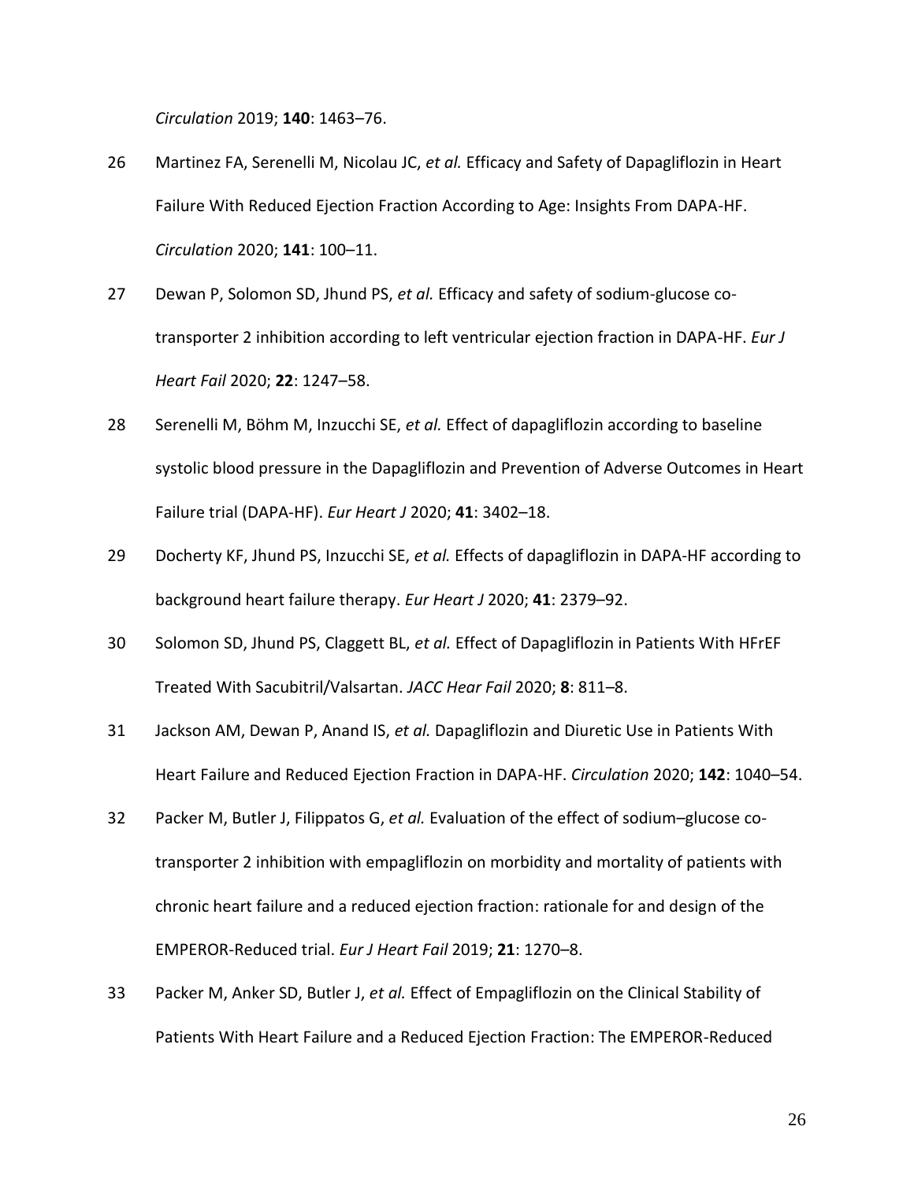*Circulation* 2019; **140**: 1463–76.

26 Martinez FA, Serenelli M, Nicolau JC, *et al.* Efficacy and Safety of Dapagliflozin in Heart Failure With Reduced Ejection Fraction According to Age: Insights From DAPA-HF. *Circulation* 2020; **141**: 100–11.

27 Dewan P, Solomon SD, Jhund PS, *et al.* Efficacy and safety of sodium-glucose co-transporter 2 inhibition according to left ventricular ejection fraction in DAPA-HF. *Eur J Heart Fail* 2020; **22**: 1247–58.

28 Serenelli M, Böhm M, Inzucchi SE, *et al.* Effect of dapagliflozin according to baseline systolic blood pressure in the Dapagliflozin and Prevention of Adverse Outcomes in Heart Failure trial (DAPA-HF). *Eur Heart J* 2020; **41**: 3402–18.

29 Docherty KF, Jhund PS, Inzucchi SE, *et al.* Effects of dapagliflozin in DAPA-HF according to background heart failure therapy. *Eur Heart J* 2020; **41**: 2379–92.

30 Solomon SD, Jhund PS, Claggett BL, *et al.* Effect of Dapagliflozin in Patients With HFrEF Treated With Sacubitril/Valsartan. *JACC Hear Fail* 2020; **8**: 811–8.

31 Jackson AM, Dewan P, Anand IS, *et al.* Dapagliflozin and Diuretic Use in Patients With Heart Failure and Reduced Ejection Fraction in DAPA-HF. *Circulation* 2020; **142**: 1040–54.

32 Packer M, Butler J, Filippatos G, *et al.* Evaluation of the effect of sodium–glucose co-transporter 2 inhibition with empagliflozin on morbidity and mortality of patients with chronic heart failure and a reduced ejection fraction: rationale for and design of the EMPEROR-Reduced trial. *Eur J Heart Fail* 2019; **21**: 1270–8.

33 Packer M, Anker SD, Butler J, *et al.* Effect of Empagliflozin on the Clinical Stability of Patients With Heart Failure and a Reduced Ejection Fraction: The EMPEROR-Reduced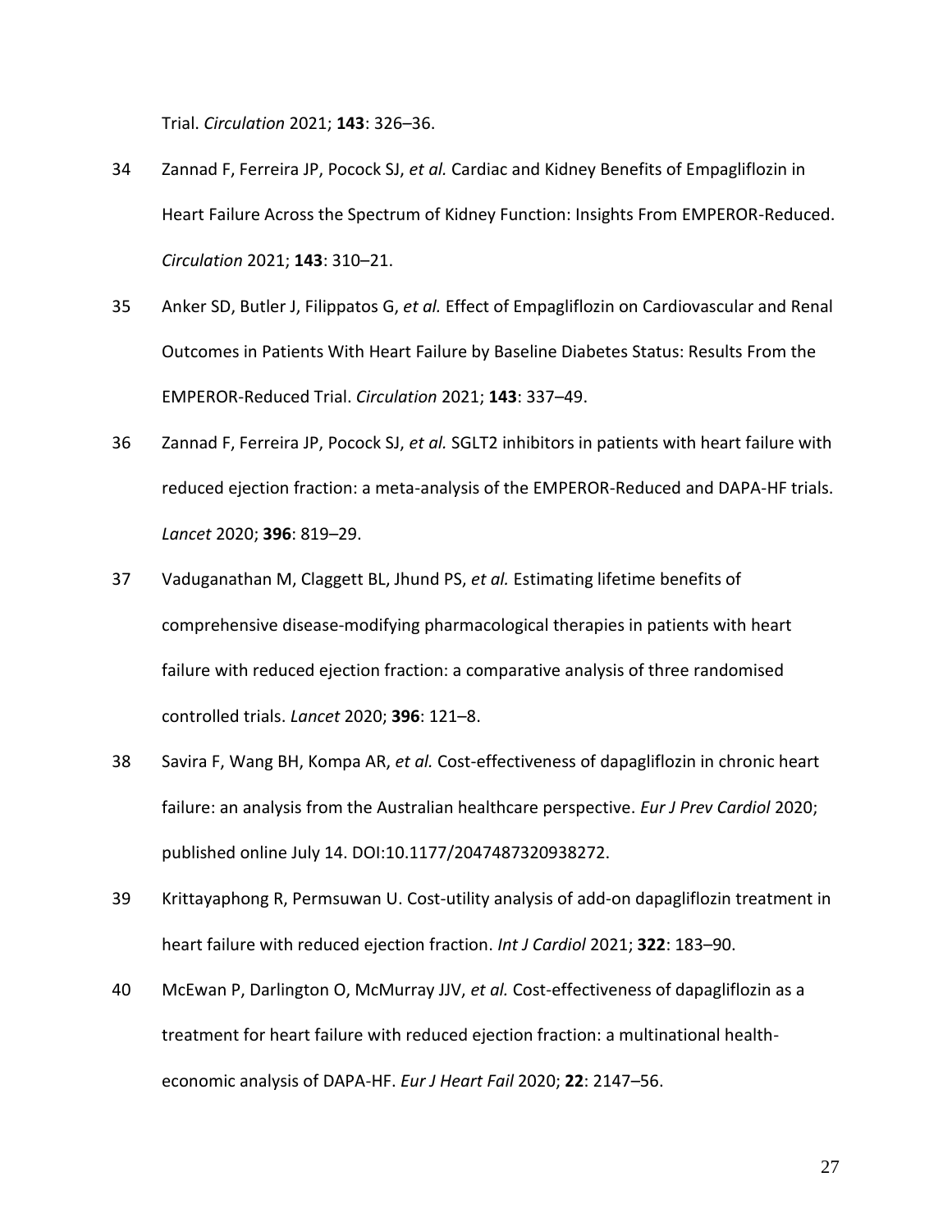Trial. *Circulation* 2021; **143**: 326–36.

34 Zannad F, Ferreira JP, Pocock SJ, *et al.* Cardiac and Kidney Benefits of Empagliflozin in Heart Failure Across the Spectrum of Kidney Function: Insights From EMPEROR-Reduced. *Circulation* 2021; **143**: 310–21.

35 Anker SD, Butler J, Filippatos G, *et al.* Effect of Empagliflozin on Cardiovascular and Renal Outcomes in Patients With Heart Failure by Baseline Diabetes Status: Results From the EMPEROR-Reduced Trial. *Circulation* 2021; **143**: 337–49.

36 Zannad F, Ferreira JP, Pocock SJ, *et al.* SGLT2 inhibitors in patients with heart failure with reduced ejection fraction: a meta-analysis of the EMPEROR-Reduced and DAPA-HF trials. *Lancet* 2020; **396**: 819–29.

37 Vaduganathan M, Claggett BL, Jhund PS, *et al.* Estimating lifetime benefits of comprehensive disease-modifying pharmacological therapies in patients with heart failure with reduced ejection fraction: a comparative analysis of three randomised controlled trials. *Lancet* 2020; **396**: 121–8.

38 Savira F, Wang BH, Kompa AR, *et al.* Cost-effectiveness of dapagliflozin in chronic heart failure: an analysis from the Australian healthcare perspective. *Eur J Prev Cardiol* 2020; published online July 14. DOI:10.1177/2047487320938272.

39 Krittayaphong R, Permsuwan U. Cost-utility analysis of add-on dapagliflozin treatment in heart failure with reduced ejection fraction. *Int J Cardiol* 2021; **322**: 183–90.

40 McEwan P, Darlington O, McMurray JJV, *et al.* Cost-effectiveness of dapagliflozin as a treatment for heart failure with reduced ejection fraction: a multinational health-economic analysis of DAPA-HF. *Eur J Heart Fail* 2020; **22**: 2147–56.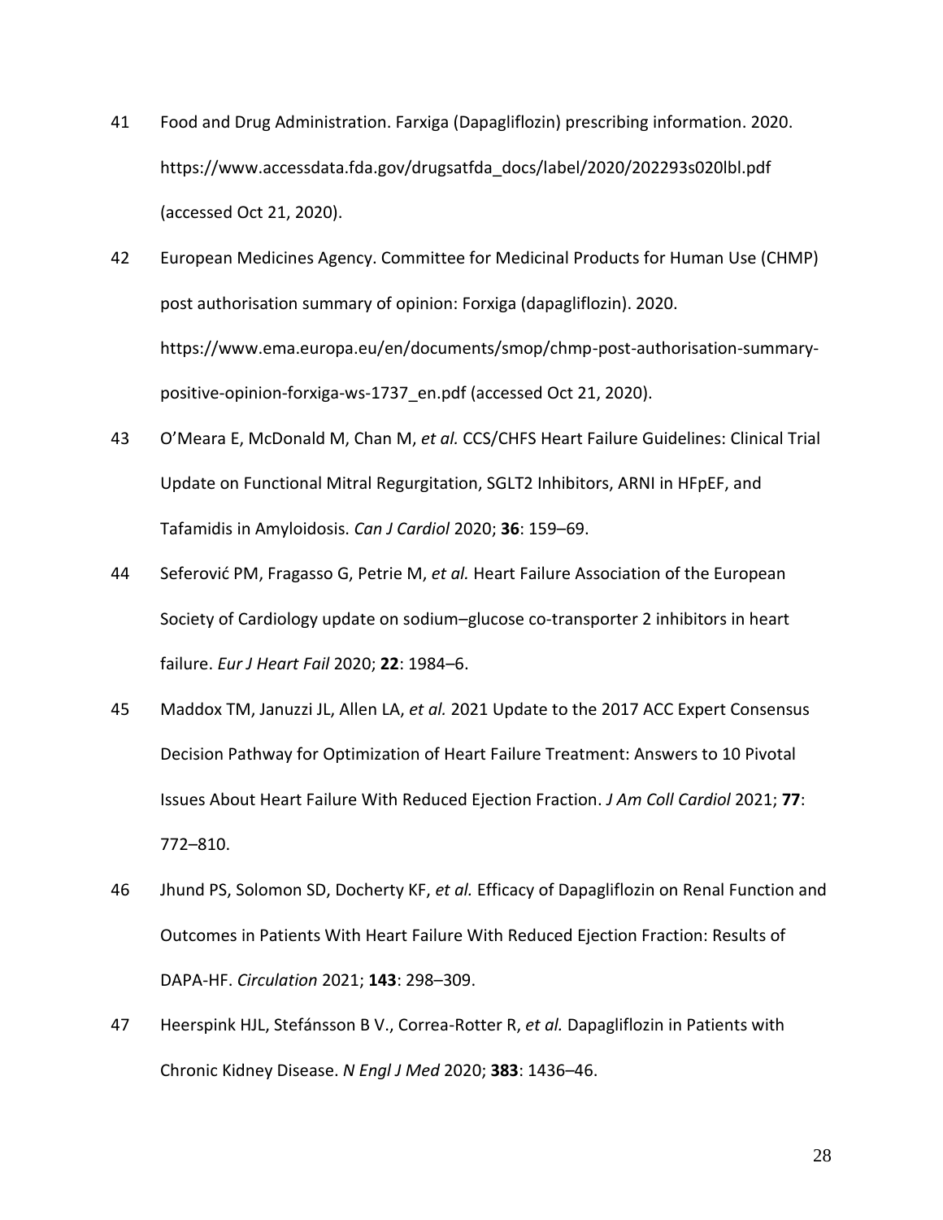41 Food and Drug Administration. Farxiga (Dapagliflozin) prescribing information. 2020. https://www.accessdata.fda.gov/drugsatfda_docs/label/2020/202293s020lbl.pdf (accessed Oct 21, 2020).

42 European Medicines Agency. Committee for Medicinal Products for Human Use (CHMP) post authorisation summary of opinion: Forxiga (dapagliflozin). 2020. https://www.ema.europa.eu/en/documents/smop/chmp-post-authorisation-summary-positive-opinion-forxiga-ws-1737_en.pdf (accessed Oct 21, 2020).

43 O'Meara E, McDonald M, Chan M, *et al.* CCS/CHFS Heart Failure Guidelines: Clinical Trial Update on Functional Mitral Regurgitation, SGLT2 Inhibitors, ARNI in HFpEF, and Tafamidis in Amyloidosis. *Can J Cardiol* 2020; **36**: 159–69.

44 Seferović PM, Fragasso G, Petrie M, *et al.* Heart Failure Association of the European Society of Cardiology update on sodium–glucose co-transporter 2 inhibitors in heart failure. *Eur J Heart Fail* 2020; **22**: 1984–6.

45 Maddox TM, Januzzi JL, Allen LA, *et al.* 2021 Update to the 2017 ACC Expert Consensus Decision Pathway for Optimization of Heart Failure Treatment: Answers to 10 Pivotal Issues About Heart Failure With Reduced Ejection Fraction. *J Am Coll Cardiol* 2021; **77**: 772–810.

46 Jhund PS, Solomon SD, Docherty KF, *et al.* Efficacy of Dapagliflozin on Renal Function and Outcomes in Patients With Heart Failure With Reduced Ejection Fraction: Results of DAPA-HF. *Circulation* 2021; **143**: 298–309.

47 Heerspink HJL, Stefánsson B V., Correa-Rotter R, *et al.* Dapagliflozin in Patients with Chronic Kidney Disease. *N Engl J Med* 2020; **383**: 1436–46.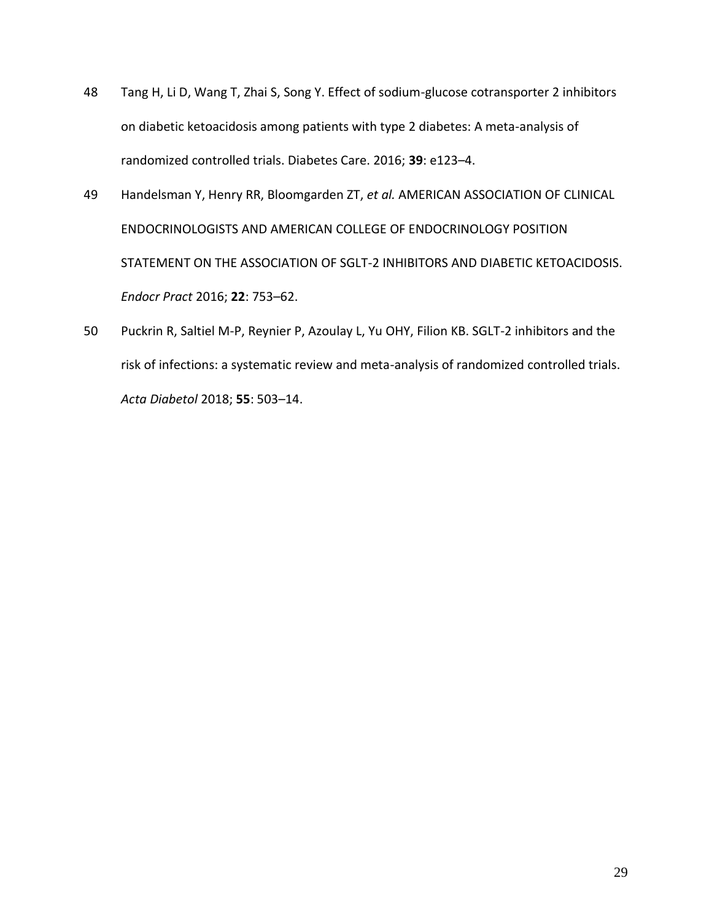48 Tang H, Li D, Wang T, Zhai S, Song Y. Effect of sodium-glucose cotransporter 2 inhibitors on diabetic ketoacidosis among patients with type 2 diabetes: A meta-analysis of randomized controlled trials. Diabetes Care. 2016; **39**: e123–4.

49 Handelsman Y, Henry RR, Bloomgarden ZT, *et al.* AMERICAN ASSOCIATION OF CLINICAL ENDOCRINOLOGISTS AND AMERICAN COLLEGE OF ENDOCRINOLOGY POSITION STATEMENT ON THE ASSOCIATION OF SGLT-2 INHIBITORS AND DIABETIC KETOACIDOSIS. *Endocr Pract* 2016; **22**: 753–62.

50 Puckrin R, Saltiel M-P, Reynier P, Azoulay L, Yu OHY, Filion KB. SGLT-2 inhibitors and the risk of infections: a systematic review and meta-analysis of randomized controlled trials. *Acta Diabetol* 2018; **55**: 503–14.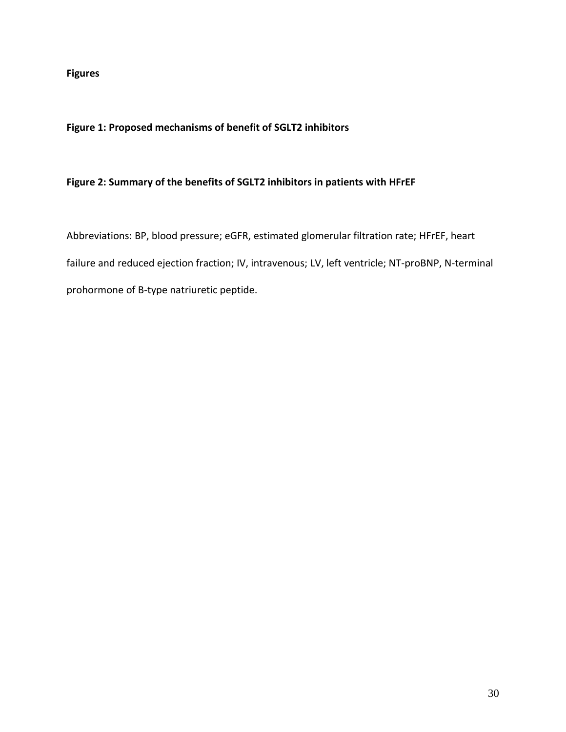**Figures**

**Figure 1: Proposed mechanisms of benefit of SGLT2 inhibitors**

**Figure 2: Summary of the benefits of SGLT2 inhibitors in patients with HFrEF**

Abbreviations: BP, blood pressure; eGFR, estimated glomerular filtration rate; HFrEF, heart failure and reduced ejection fraction; IV, intravenous; LV, left ventricle; NT-proBNP, N-terminal prohormone of B-type natriuretic peptide.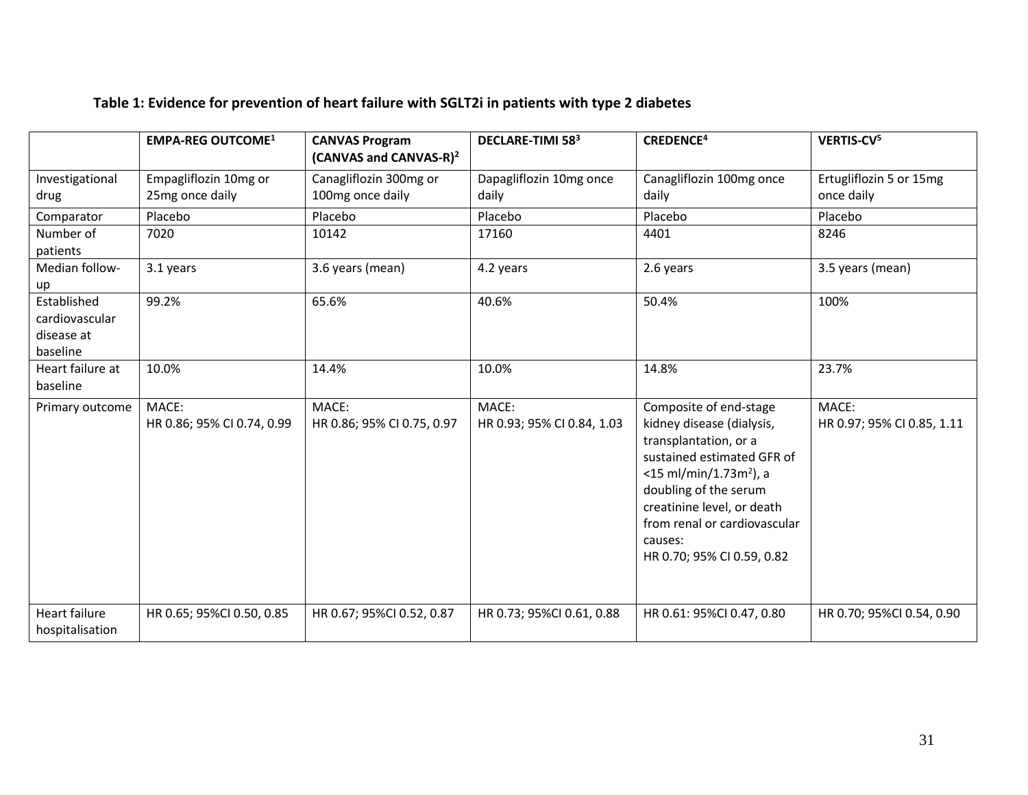**Table 1: Evidence for prevention of heart failure with SGLT2i in patients with type 2 diabetes**

| | EMPA-REG OUTCOME[1] | CANVAS Program (CANVAS and CANVAS-R)[2] | DECLARE-TIMI 58[3] | CREDENCE[4] | VERTIS-CV[5] |
|---|---|---|---|---|---|
| Investigational drug | Empagliflozin 10mg or 25mg once daily | Canagliflozin 300mg or 100mg once daily | Dapagliflozin 10mg once daily | Canagliflozin 100mg once daily | Ertugliflozin 5 or 15mg once daily |
| Comparator | Placebo | Placebo | Placebo | Placebo | Placebo |
| Number of patients | 7020 | 10142 | 17160 | 4401 | 8246 |
| Median follow-up | 3.1 years | 3.6 years (mean) | 4.2 years | 2.6 years | 3.5 years (mean) |
| Established cardiovascular disease at baseline | 99.2% | 65.6% | 40.6% | 50.4% | 100% |
| Heart failure at baseline | 10.0% | 14.4% | 10.0% | 14.8% | 23.7% |
| Primary outcome | MACE: HR 0.86; 95% CI 0.74, 0.99 | MACE: HR 0.86; 95% CI 0.75, 0.97 | MACE: HR 0.93; 95% CI 0.84, 1.03 | Composite of end-stage kidney disease (dialysis, transplantation, or a sustained estimated GFR of <15 ml/min/1.73m$^2$), a doubling of the serum creatinine level, or death from renal or cardiovascular causes: HR 0.70; 95% CI 0.59, 0.82 | MACE: HR 0.97; 95% CI 0.85, 1.11 |
| Heart failure hospitalisation | HR 0.65; 95%CI 0.50, 0.85 | HR 0.67; 95%CI 0.52, 0.87 | HR 0.73; 95%CI 0.61, 0.88 | HR 0.61: 95%CI 0.47, 0.80 | HR 0.70; 95%CI 0.54, 0.90 |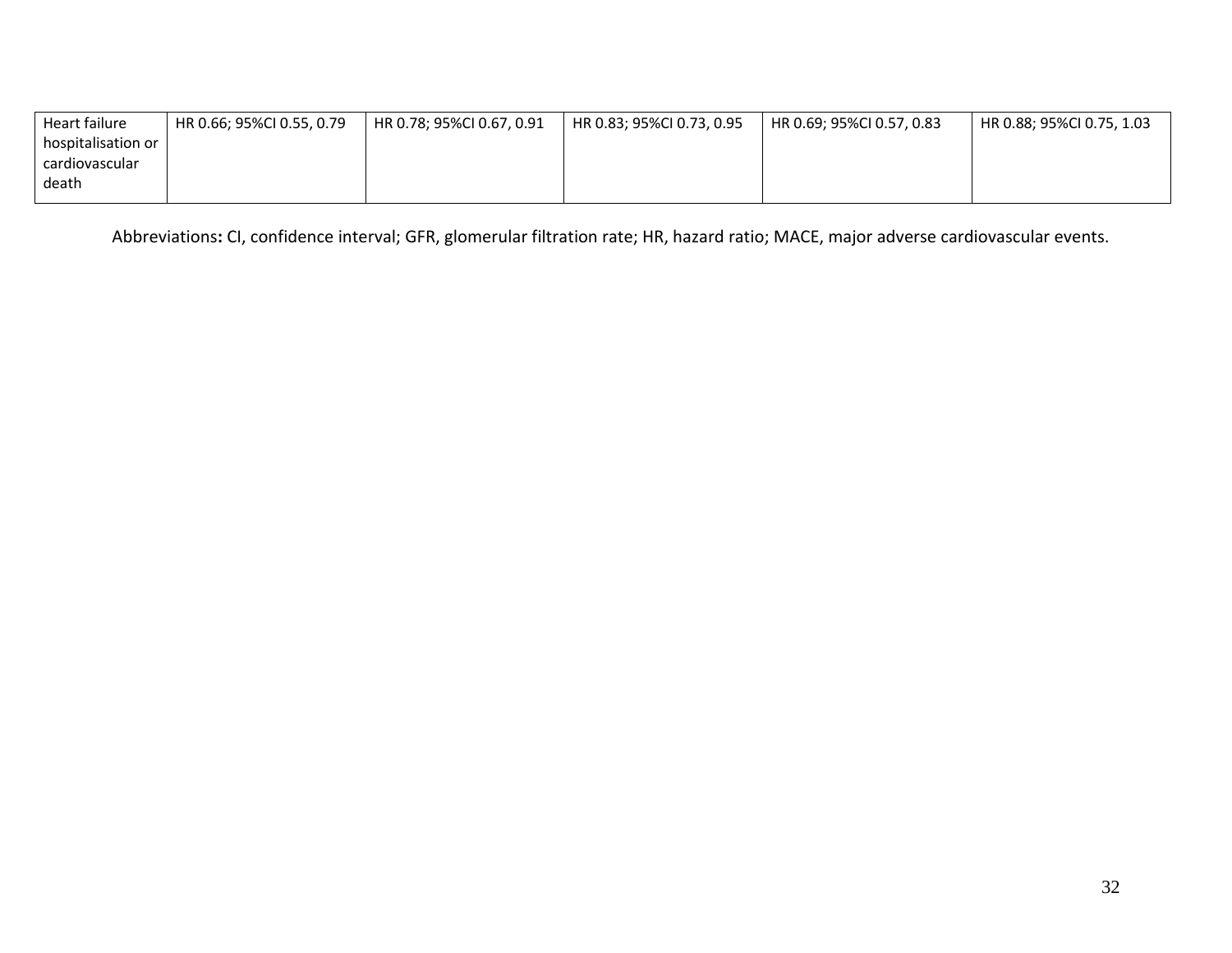| Heart failure hospitalisation or cardiovascular death | HR 0.66; 95%CI 0.55, 0.79 | HR 0.78; 95%CI 0.67, 0.91 | HR 0.83; 95%CI 0.73, 0.95 | HR 0.69; 95%CI 0.57, 0.83 | HR 0.88; 95%CI 0.75, 1.03 |
|---|---|---|---|---|---|

Abbreviations**:** CI, confidence interval; GFR, glomerular filtration rate; HR, hazard ratio; MACE, major adverse cardiovascular events.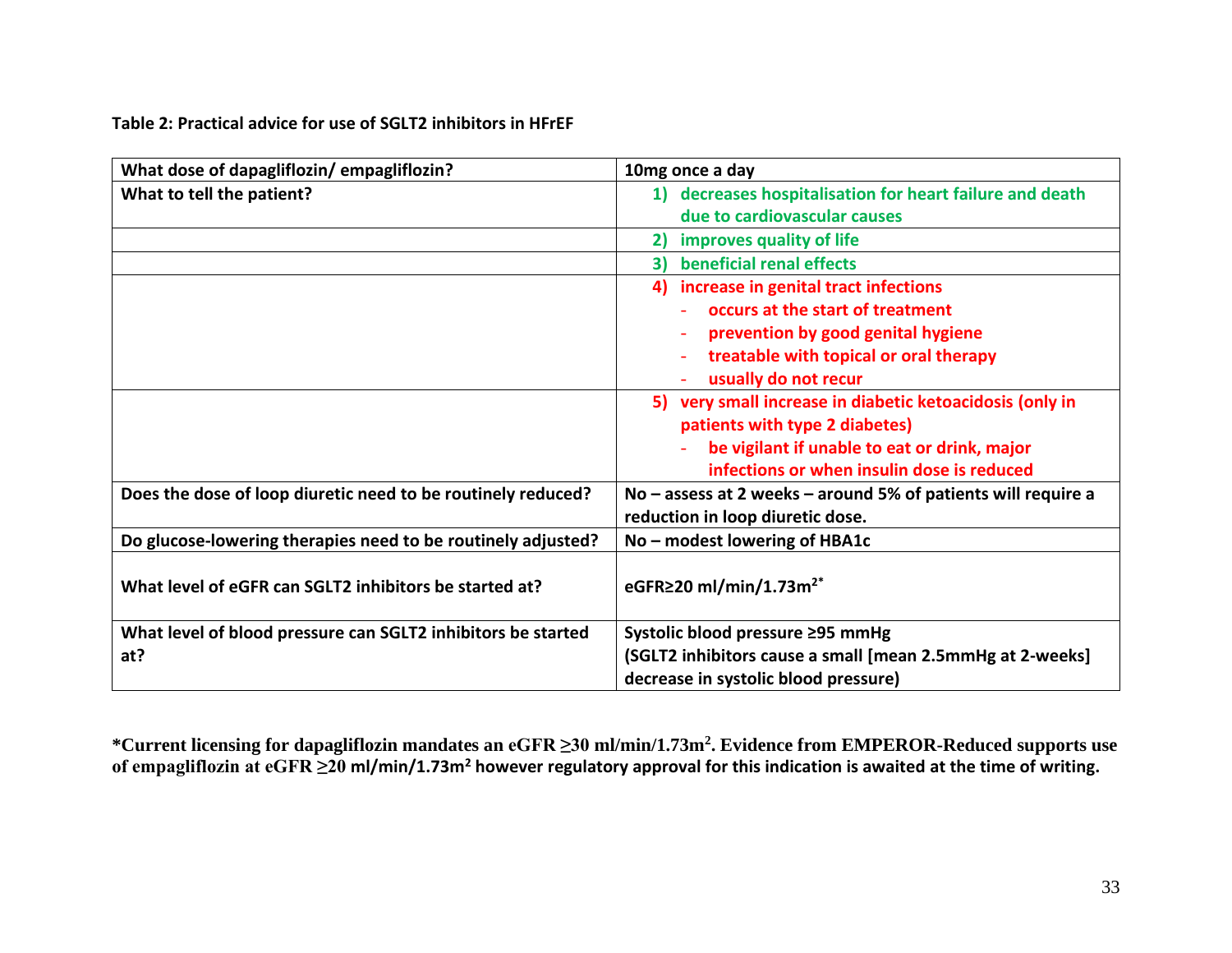**Table 2: Practical advice for use of SGLT2 inhibitors in HFrEF**

| What dose of dapagliflozin/ empagliflozin? | 10mg once a day |
|---|---|
| What to tell the patient? | 1) decreases hospitalisation for heart failure and death due to cardiovascular causes |
| | 2) improves quality of life |
| | 3) beneficial renal effects |
| | 4) increase in genital tract infections<br>- occurs at the start of treatment<br>- prevention by good genital hygiene<br>- treatable with topical or oral therapy<br>- usually do not recur |
| | 5) very small increase in diabetic ketoacidosis (only in patients with type 2 diabetes)<br>- be vigilant if unable to eat or drink, major infections or when insulin dose is reduced |
| Does the dose of loop diuretic need to be routinely reduced? | No – assess at 2 weeks – around 5% of patients will require a reduction in loop diuretic dose. |
| Do glucose-lowering therapies need to be routinely adjusted? | No – modest lowering of HBA1c |
| What level of eGFR can SGLT2 inhibitors be started at? | eGFR≥20 ml/min/1.73m$^{2}$* |
| What level of blood pressure can SGLT2 inhibitors be started at? | Systolic blood pressure ≥95 mmHg<br>(SGLT2 inhibitors cause a small [mean 2.5mmHg at 2-weeks] decrease in systolic blood pressure) |

***Current licensing for dapagliflozin mandates an eGFR ≥30 ml/min/1.73m$^{2}$. Evidence from EMPEROR-Reduced supports use of empagliflozin at eGFR ≥20 ml/min/1.73m$^{2}$ however regulatory approval for this indication is awaited at the time of writing.**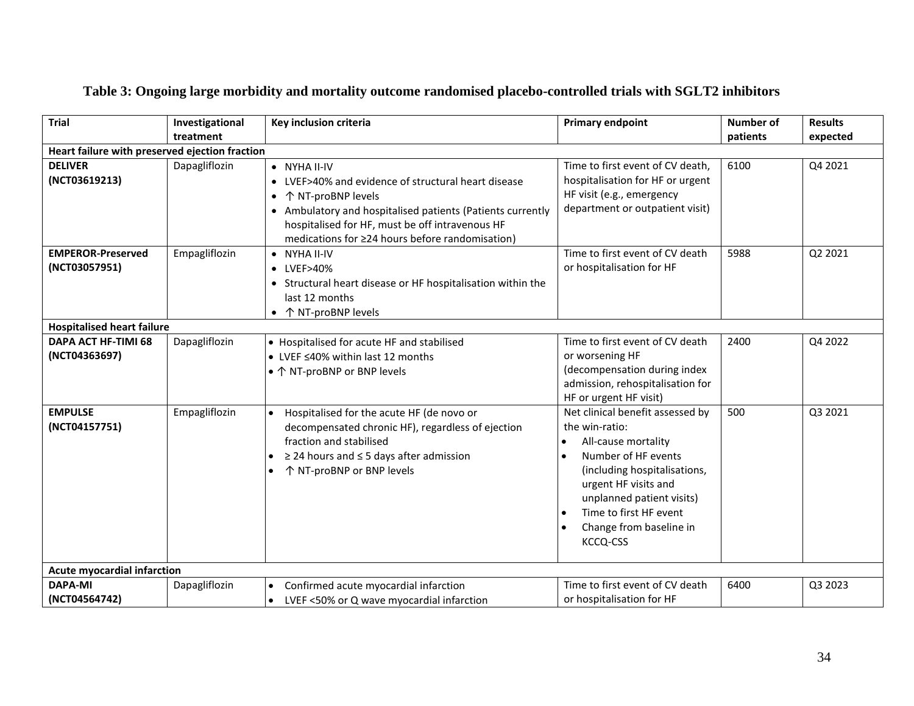**Table 3: Ongoing large morbidity and mortality outcome randomised placebo-controlled trials with SGLT2 inhibitors**

| Trial | Investigational treatment | Key inclusion criteria | Primary endpoint | Number of patients | Results expected |
|---|---|---|---|---|---|
| **Heart failure with preserved ejection fraction** | | | | | |
| **DELIVER (NCT03619213)** | Dapagliflozin | • NYHA II-IV<br>• LVEF>40% and evidence of structural heart disease<br>• ↑ NT-proBNP levels<br>• Ambulatory and hospitalised patients (Patients currently hospitalised for HF, must be off intravenous HF medications for ≥24 hours before randomisation) | Time to first event of CV death, hospitalisation for HF or urgent HF visit (e.g., emergency department or outpatient visit) | 6100 | Q4 2021 |
| **EMPEROR-Preserved (NCT03057951)** | Empagliflozin | • NYHA II-IV<br>• LVEF>40%<br>• Structural heart disease or HF hospitalisation within the last 12 months<br>• ↑ NT-proBNP levels | Time to first event of CV death or hospitalisation for HF | 5988 | Q2 2021 |
| **Hospitalised heart failure** | | | | | |
| **DAPA ACT HF-TIMI 68 (NCT04363697)** | Dapagliflozin | • Hospitalised for acute HF and stabilised<br>• LVEF ≤40% within last 12 months<br>• ↑ NT-proBNP or BNP levels | Time to first event of CV death or worsening HF (decompensation during index admission, rehospitalisation for HF or urgent HF visit) | 2400 | Q4 2022 |
| **EMPULSE (NCT04157751)** | Empagliflozin | • Hospitalised for the acute HF (de novo or decompensated chronic HF), regardless of ejection fraction and stabilised<br>• ≥ 24 hours and ≤ 5 days after admission<br>• ↑ NT-proBNP or BNP levels | Net clinical benefit assessed by the win-ratio:<br>• All-cause mortality<br>• Number of HF events (including hospitalisations, urgent HF visits and unplanned patient visits)<br>• Time to first HF event<br>• Change from baseline in KCCQ-CSS | 500 | Q3 2021 |
| **Acute myocardial infarction** | | | | | |
| **DAPA-MI (NCT04564742)** | Dapagliflozin | • Confirmed acute myocardial infarction<br>• LVEF <50% or Q wave myocardial infarction | Time to first event of CV death or hospitalisation for HF | 6400 | Q3 2023 |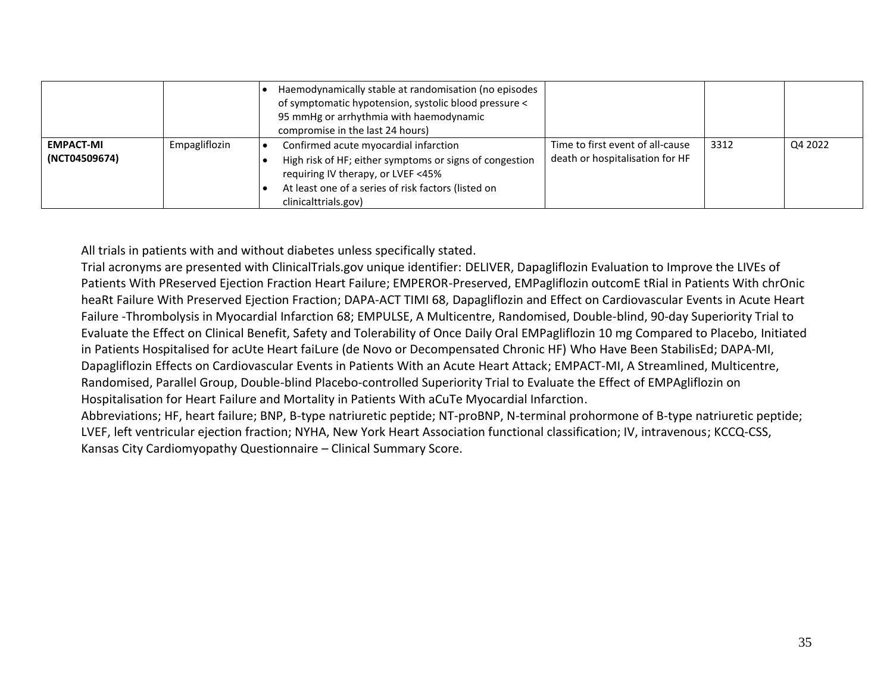| | | | | | |
|---|---|---|---|---|---|
| | | • Haemodynamically stable at randomisation (no episodes of symptomatic hypotension, systolic blood pressure < 95 mmHg or arrhythmia with haemodynamic compromise in the last 24 hours) | | | |
| **EMPACT-MI (NCT04509674)** | Empagliflozin | • Confirmed acute myocardial infarction<br>• High risk of HF; either symptoms or signs of congestion requiring IV therapy, or LVEF <45%<br>• At least one of a series of risk factors (listed on clinicalttrials.gov) | Time to first event of all-cause death or hospitalisation for HF | 3312 | Q4 2022 |

All trials in patients with and without diabetes unless specifically stated.

Trial acronyms are presented with ClinicalTrials.gov unique identifier: DELIVER, Dapagliflozin Evaluation to Improve the LIVEs of Patients With PReserved Ejection Fraction Heart Failure; EMPEROR-Preserved, EMPagliflozin outcomE tRial in Patients With chrOnic heaRt Failure With Preserved Ejection Fraction; DAPA-ACT TIMI 68, Dapagliflozin and Effect on Cardiovascular Events in Acute Heart Failure -Thrombolysis in Myocardial Infarction 68; EMPULSE, A Multicentre, Randomised, Double-blind, 90-day Superiority Trial to Evaluate the Effect on Clinical Benefit, Safety and Tolerability of Once Daily Oral EMPagliflozin 10 mg Compared to Placebo, Initiated in Patients Hospitalised for acUte Heart faiLure (de Novo or Decompensated Chronic HF) Who Have Been StabilisEd; DAPA-MI, Dapagliflozin Effects on Cardiovascular Events in Patients With an Acute Heart Attack; EMPACT-MI, A Streamlined, Multicentre, Randomised, Parallel Group, Double-blind Placebo-controlled Superiority Trial to Evaluate the Effect of EMPAgliflozin on Hospitalisation for Heart Failure and Mortality in Patients With aCuTe Myocardial Infarction.

Abbreviations; HF, heart failure; BNP, B-type natriuretic peptide; NT-proBNP, N-terminal prohormone of B-type natriuretic peptide; LVEF, left ventricular ejection fraction; NYHA, New York Heart Association functional classification; IV, intravenous; KCCQ-CSS, Kansas City Cardiomyopathy Questionnaire – Clinical Summary Score.